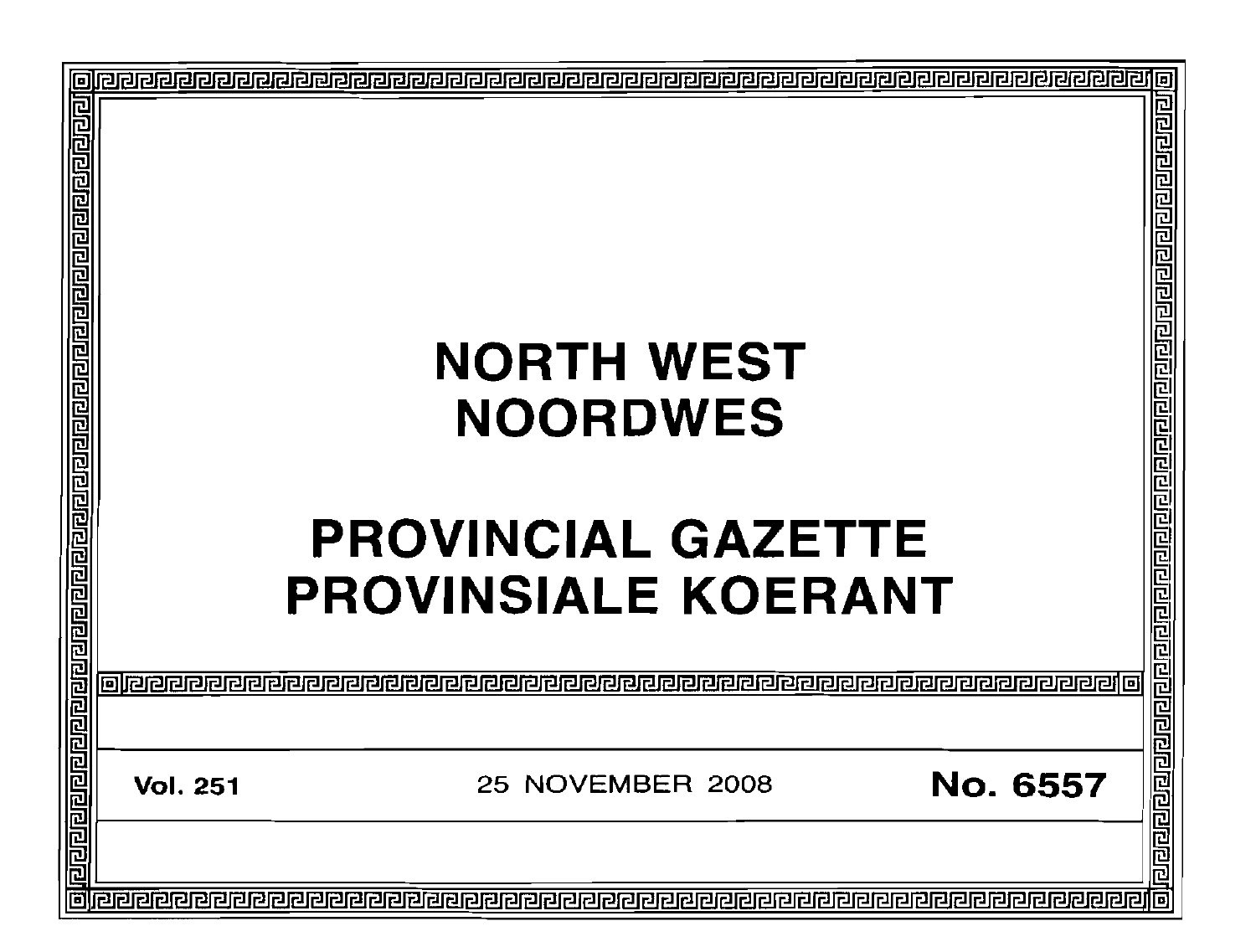# NORTH WEST
# NOORDWES

# PROVINCIAL GAZETTE
# PROVINSIALE KOERANT

**Vol. 251** 25 NOVEMBER 2008 **No. 6557**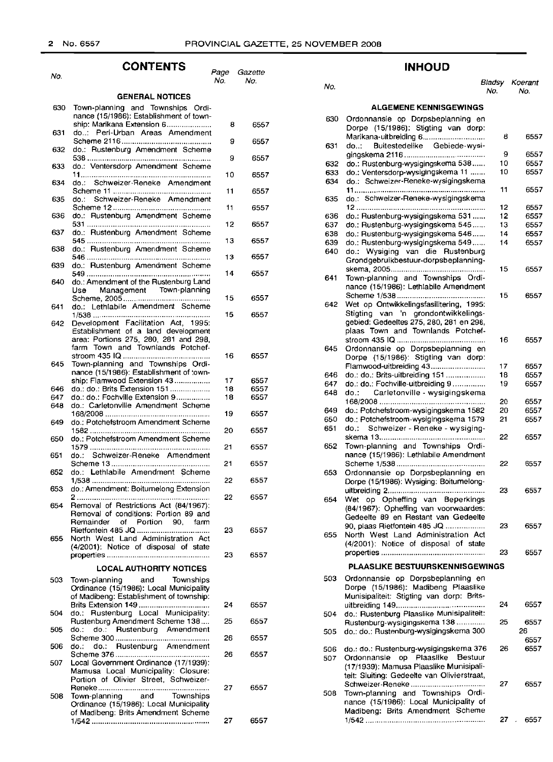## CONTENTS

| No. | | Page No. | Gazette No. |
|---|---|---|---|
| | **GENERAL NOTICES** | | |
| 630 | Town-planning and Townships Ordinance (15/1986): Establishment of township: Marikana Extension 6 | 8 | 6557 |
| 631 | do..: Peri-Urban Areas Amendment Scheme 2116 | 9 | 6557 |
| 632 | do.: Rustenburg Amendment Scheme 538 | 9 | 6557 |
| 633 | do.: Ventersdorp Amendment Scheme 11 | 10 | 6557 |
| 634 | do.: Schweizer-Reneke Amendment Scheme 11 | 11 | 6557 |
| 635 | do.: Schweizer-Reneke Amendment Scheme 12 | 11 | 6557 |
| 636 | do.: Rustenburg Amendment Scheme 531 | 12 | 6557 |
| 637 | do.: Rustenburg Amendment Scheme 545 | 13 | 6557 |
| 638 | do.: Rustenburg Amendment Scheme 546 | 13 | 6557 |
| 639 | do.: Rustenburg Amendment Scheme 549 | 14 | 6557 |
| 640 | do.: Amendment of the Rustenburg Land Use Management Town-planning Scheme, 2005 | 15 | 6557 |
| 641 | do.: Lethlabile Amendment Scheme 1/538 | 15 | 6557 |
| 642 | Development Facilitation Act, 1995: Establishment of a land development area: Portions 275, 280, 281 and 298, farm Town and Townlands Potchefstroom 435 IQ | 16 | 6557 |
| 645 | Town-planning and Townships Ordinance (15/1986): Establishment of township: Flamwood Extension 43 | 17 | 6557 |
| 646 | do.: do.: Brits Extension 151 | 18 | 6557 |
| 647 | do.: do.: Fochville Extension 9 | 18 | 6557 |
| 648 | do.: Carletonville Amendment Scheme 168/2008 | 19 | 6557 |
| 649 | do.: Potchefstroom Amendment Scheme 1582 | 20 | 6557 |
| 650 | do.: Potchefstroom Amendment Scheme 1579 | 21 | 6557 |
| 651 | do.: Schweizer-Reneke Amendment Scheme 13 | 21 | 6557 |
| 652 | do.: Lethlabile Amendment Scheme 1/538 | 22 | 6557 |
| 653 | do.: Amendment: Boitumelong Extension 2 | 22 | 6557 |
| 654 | Removal of Restrictions Act (84/1967): Removal of conditions: Portion 89 and Remainder of Portion 90, farm Rietfontein 485 JQ | 23 | 6557 |
| 655 | North West Land Administration Act (4/2001): Notice of disposal of state properties | 23 | 6557 |
| | **LOCAL AUTHORITY NOTICES** | | |
| 503 | Town-planning and Townships Ordinance (15/1986): Local Municipality of Madibeng: Establishment of township: Brits Extension 149 | 24 | 6557 |
| 504 | do.: Rustenburg Local Municipality: Rustenburg Amendment Scheme 138 | 25 | 6557 |
| 505 | do.: do.: Rustenburg Amendment Scheme 300 | 26 | 6557 |
| 506 | do.: do.: Rustenburg Amendment Scheme 376 | 26 | 6557 |
| 507 | Local Government Ordinance (17/1939): Mamusa Local Municipality: Closure: Portion of Olivier Street, Schweizer-Reneke | 27 | 6557 |
| 508 | Town-planning and Townships Ordinance (15/1986): Local Municipality of Madibeng: Brits Amendment Scheme 1/542 | 27 | 6557 |

## INHOUD

| No. | | Bladsy No. | Koerant No. |
|---|---|---|---|
| | **ALGEMENE KENNISGEWINGS** | | |
| 630 | Ordonnansie op Dorpsbeplanning en Dorpe (15/1986): Stigting van dorp: Marikana-uitbreiding 6 | 8 | 6557 |
| 631 | do..: Buitestedelike Gebiede-wysigingskema 2116 | 9 | 6557 |
| 632 | do.: Rustenburg-wysigingskema 538 | 10 | 6557 |
| 633 | do.: Ventersdorp-wysigingskema 11 | 10 | 6557 |
| 634 | do.: Schweizer-Reneke-wysigingskema 11 | 11 | 6557 |
| 635 | do.: Schweizer-Reneke-wysigingskema 12 | 12 | 6557 |
| 636 | do.: Rustenburg-wysigingskema 531 | 12 | 6557 |
| 637 | do.: Rustenburg-wysigingskema 545 | 13 | 6557 |
| 638 | do.: Rustenburg-wysigingskema 546 | 14 | 6557 |
| 639 | do.: Rustenburg-wysigingskema 549 | 14 | 6557 |
| 640 | do.: Wysiging van die Rustenburg Grondgebruikbestuur-dorpsbeplanningskema, 2005 | 15 | 6557 |
| 641 | Town-planning and Townships Ordinance (15/1986): Lethlabile Amendment Scheme 1/538 | 15 | 6557 |
| 642 | Wet op Ontwikkelingsfasilitering, 1995: Stigting van 'n grondontwikkelingsgebied: Gedeeltes 275, 280, 281 en 298, plaas Town and Townlands Potchefstroom 435 IQ | 16 | 6557 |
| 645 | Ordonnansie op Dorpsbeplanning en Dorpe (15/1986): Stigting van dorp: Flamwood-uitbreiding 43 | 17 | 6557 |
| 646 | do.: do.: Brits-uitbreiding 151 | 18 | 6557 |
| 647 | do.: do.: Fochville-uitbreiding 9 | 19 | 6557 |
| 648 | do.: Carletonville - wysigingskema 168/2008 | 20 | 6557 |
| 649 | do.: Potchefstroom-wysigingskema 1582 | 20 | 6557 |
| 650 | do.: Potchefstroom-wysigingskema 1579 | 21 | 6557 |
| 651 | do.: Schweizer - Reneke - wysigingskema 13 | 22 | 6557 |
| 652 | Town-planning and Townships Ordinance (15/1986): Lethlabile Amendment Scheme 1/538 | 22 | 6557 |
| 653 | Ordonnansie op Dorpsbeplanning en Dorpe (15/1986): Wysiging: Boitumelong-uitbreiding 2 | 23 | 6557 |
| 654 | Wet op Opheffing van Beperkings (84/1967): Opheffing van voorwaardes: Gedeelte 89 en Restant van Gedeelte 90, plaas Rietfontein 485 JQ | 23 | 6557 |
| 655 | North West Land Administration Act (4/2001): Notice of disposal of state properties | 23 | 6557 |
| | **PLAASLIKE BESTUURSKENNISGEWINGS** | | |
| 503 | Ordonnansie op Dorpsbeplanning en Dorpe (15/1986): Madibeng Plaaslike Munisipaliteit: Stigting van dorp: Brits-uitbreiding 149 | 24 | 6557 |
| 504 | do.: Rustenburg Plaaslike Munisipaliteit: Rustenburg-wysigingskema 138 | 25 | 6557 |
| 505 | do.: do.: Rustenburg-wysigingskema 300 | 26 | 6557 |
| 506 | do.: do.: Rustenburg-wysigingskema 376 | 26 | 6557 |
| 507 | Ordonnansie op Plaaslike Bestuur (17/1939): Mamusa Plaaslike Munisipaliteit: Sluiting: Gedeelte van Olivierstraat, Schweizer-Reneke | 27 | 6557 |
| 508 | Town-planning and Townships Ordinance (15/1986): Local Municipality of Madibeng: Brits Amendment Scheme 1/542 | 27 | 6557 |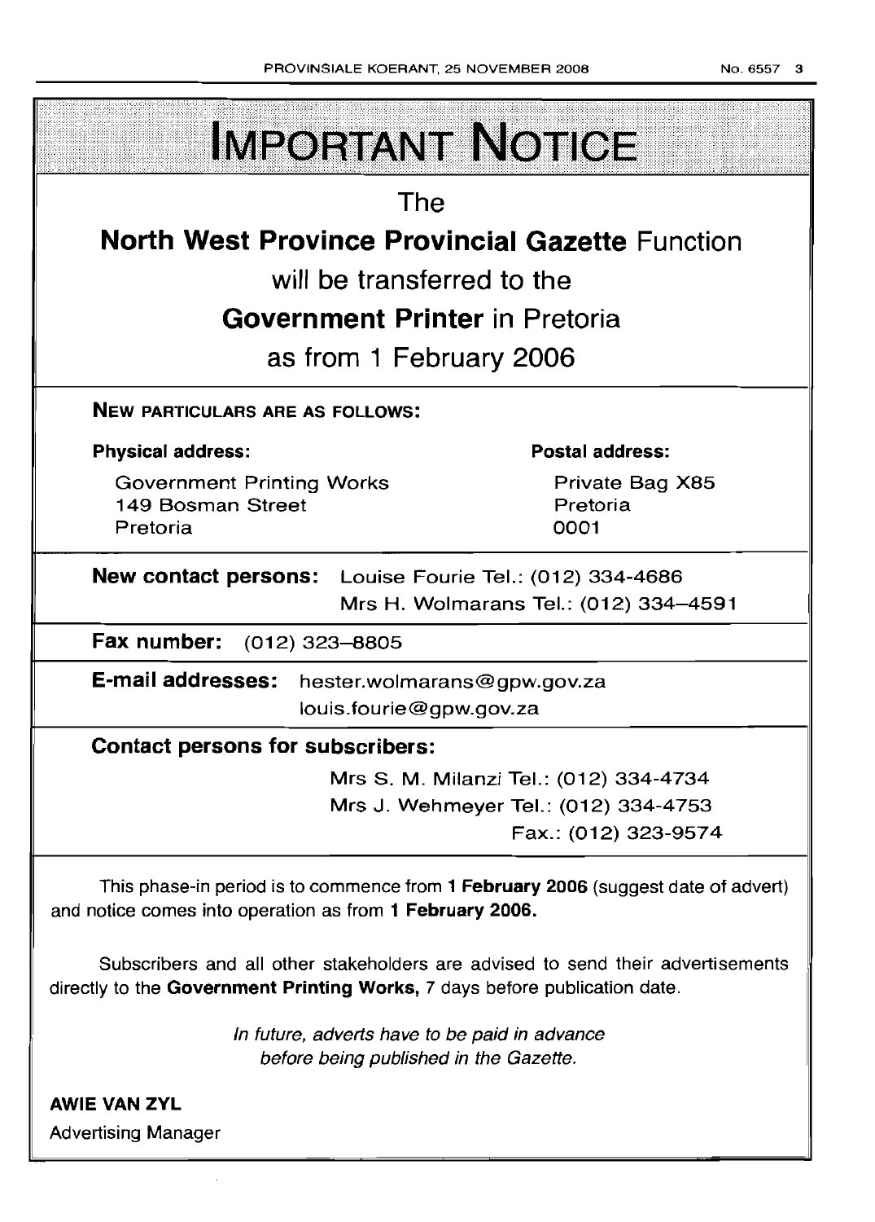# IMPORTANT NOTICE

The

**North West Province Provincial Gazette** Function

will be transferred to the

**Government Printer** in Pretoria

as from 1 February 2006

**NEW PARTICULARS ARE AS FOLLOWS:**

**Physical address:**

Government Printing Works
149 Bosman Street
Pretoria

**Postal address:**

Private Bag X85
Pretoria
0001

**New contact persons:** Louise Fourie Tel.: (012) 334-4686
Mrs H. Wolmarans Tel.: (012) 334–4591

**Fax number:** (012) 323–8805

**E-mail addresses:** hester.wolmarans@gpw.gov.za
louis.fourie@gpw.gov.za

**Contact persons for subscribers:**

Mrs S. M. Milanzi Tel.: (012) 334-4734
Mrs J. Wehmeyer Tel.: (012) 334-4753
Fax.: (012) 323-9574

This phase-in period is to commence from **1 February 2006** (suggest date of advert) and notice comes into operation as from **1 February 2006.**

Subscribers and all other stakeholders are advised to send their advertisements directly to the **Government Printing Works,** 7 days before publication date.

*In future, adverts have to be paid in advance before being published in the Gazette.*

**AWIE VAN ZYL**
Advertising Manager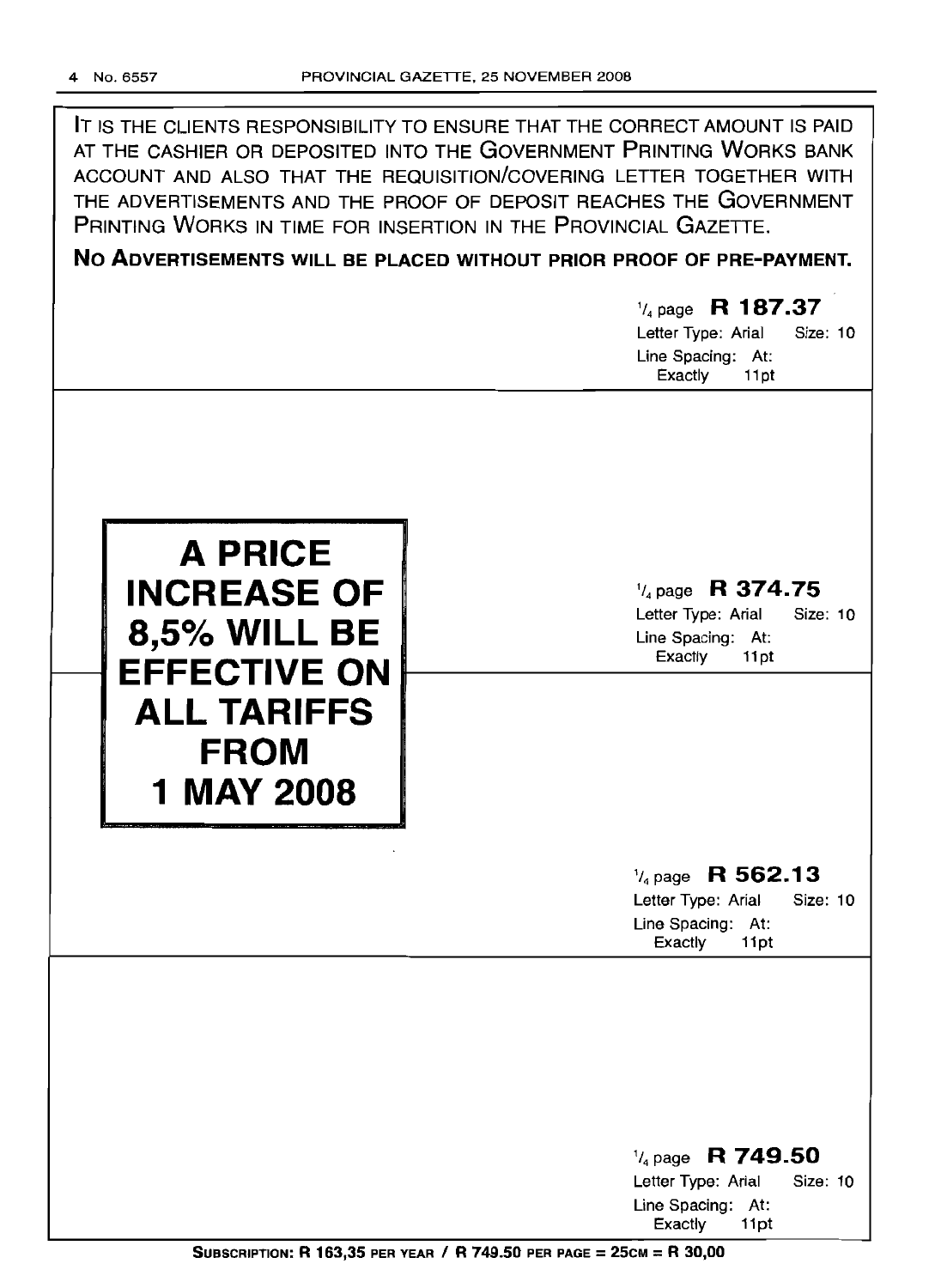IT IS THE CLIENTS RESPONSIBILITY TO ENSURE THAT THE CORRECT AMOUNT IS PAID AT THE CASHIER OR DEPOSITED INTO THE GOVERNMENT PRINTING WORKS BANK ACCOUNT AND ALSO THAT THE REQUISITION/COVERING LETTER TOGETHER WITH THE ADVERTISEMENTS AND THE PROOF OF DEPOSIT REACHES THE GOVERNMENT PRINTING WORKS IN TIME FOR INSERTION IN THE PROVINCIAL GAZETTE.

**NO ADVERTISEMENTS WILL BE PLACED WITHOUT PRIOR PROOF OF PRE-PAYMENT.**

1/4 page **R 187.37**
Letter Type: Arial Size: 10
Line Spacing: At: Exactly 11pt

**A PRICE INCREASE OF 8,5% WILL BE EFFECTIVE ON ALL TARIFFS FROM 1 MAY 2008**

1/4 page **R 374.75**
Letter Type: Arial Size: 10
Line Spacing: At: Exactly 11pt

1/4 page **R 562.13**
Letter Type: Arial Size: 10
Line Spacing: At: Exactly 11pt

1/4 page **R 749.50**
Letter Type: Arial Size: 10
Line Spacing: At: Exactly 11pt

**SUBSCRIPTION: R 163,35 PER YEAR / R 749.50 PER PAGE = 25CM = R 30,00**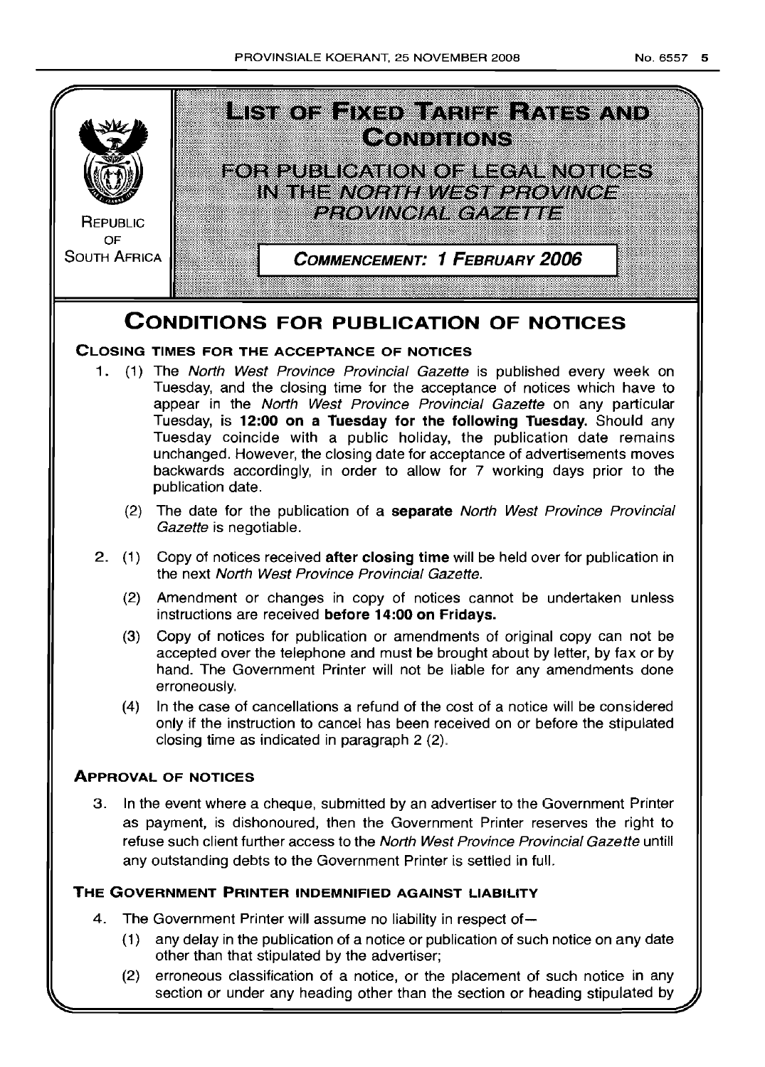REPUBLIC OF SOUTH AFRICA

# LIST OF FIXED TARIFF RATES AND CONDITIONS

## FOR PUBLICATION OF LEGAL NOTICES IN THE *NORTH WEST PROVINCE PROVINCIAL GAZETTE*

**COMMENCEMENT: 1 FEBRUARY 2006**

# CONDITIONS FOR PUBLICATION OF NOTICES

### CLOSING TIMES FOR THE ACCEPTANCE OF NOTICES

1. (1) The *North West Province Provincial Gazette* is published every week on Tuesday, and the closing time for the acceptance of notices which have to appear in the *North West Province Provincial Gazette* on any particular Tuesday, is **12:00 on a Tuesday for the following Tuesday.** Should any Tuesday coincide with a public holiday, the publication date remains unchanged. However, the closing date for acceptance of advertisements moves backwards accordingly, in order to allow for 7 working days prior to the publication date.

   (2) The date for the publication of a **separate** *North West Province Provincial Gazette* is negotiable.

2. (1) Copy of notices received **after closing time** will be held over for publication in the next *North West Province Provincial Gazette.*

   (2) Amendment or changes in copy of notices cannot be undertaken unless instructions are received **before 14:00 on Fridays.**

   (3) Copy of notices for publication or amendments of original copy can not be accepted over the telephone and must be brought about by letter, by fax or by hand. The Government Printer will not be liable for any amendments done erroneously.

   (4) In the case of cancellations a refund of the cost of a notice will be considered only if the instruction to cancel has been received on or before the stipulated closing time as indicated in paragraph 2 (2).

### APPROVAL OF NOTICES

3. In the event where a cheque, submitted by an advertiser to the Government Printer as payment, is dishonoured, then the Government Printer reserves the right to refuse such client further access to the *North West Province Provincial Gazette* untill any outstanding debts to the Government Printer is settled in full.

### THE GOVERNMENT PRINTER INDEMNIFIED AGAINST LIABILITY

4. The Government Printer will assume no liability in respect of—

   (1) any delay in the publication of a notice or publication of such notice on any date other than that stipulated by the advertiser;

   (2) erroneous classification of a notice, or the placement of such notice in any section or under any heading other than the section or heading stipulated by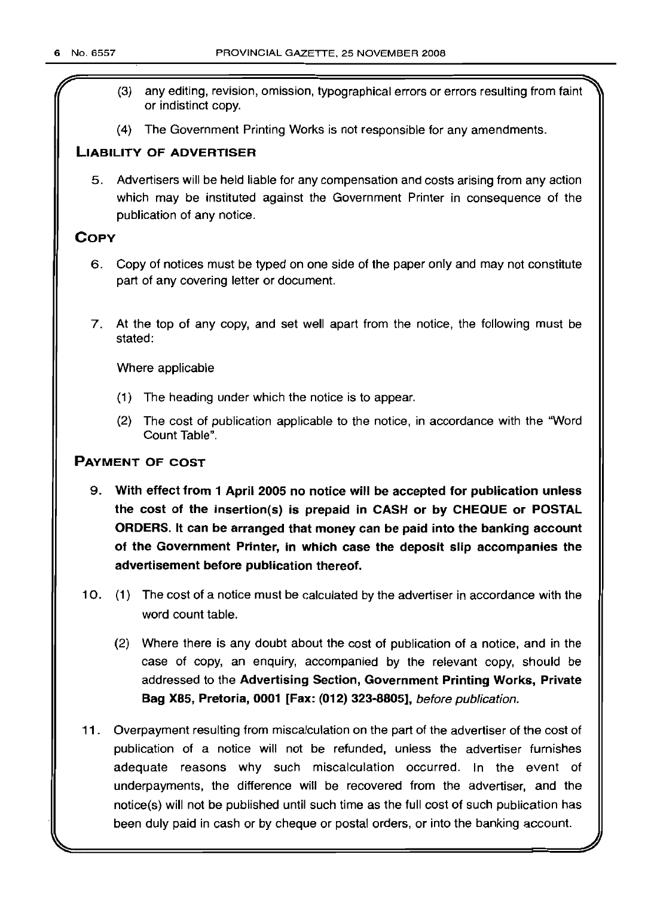(3) any editing, revision, omission, typographical errors or errors resulting from faint or indistinct copy.

(4) The Government Printing Works is not responsible for any amendments.

## LIABILITY OF ADVERTISER

5. Advertisers will be held liable for any compensation and costs arising from any action which may be instituted against the Government Printer in consequence of the publication of any notice.

## COPY

6. Copy of notices must be typed on one side of the paper only and may not constitute part of any covering letter or document.

7. At the top of any copy, and set well apart from the notice, the following must be stated:

   Where applicable

   (1) The heading under which the notice is to appear.

   (2) The cost of publication applicable to the notice, in accordance with the "Word Count Table".

## PAYMENT OF COST

9. **With effect from 1 April 2005 no notice will be accepted for publication unless the cost of the insertion(s) is prepaid in CASH or by CHEQUE or POSTAL ORDERS. It can be arranged that money can be paid into the banking account of the Government Printer, in which case the deposit slip accompanies the advertisement before publication thereof.**

10. (1) The cost of a notice must be calculated by the advertiser in accordance with the word count table.

    (2) Where there is any doubt about the cost of publication of a notice, and in the case of copy, an enquiry, accompanied by the relevant copy, should be addressed to the **Advertising Section, Government Printing Works, Private Bag X85, Pretoria, 0001 [Fax: (012) 323-8805],** *before publication.*

11. Overpayment resulting from miscalculation on the part of the advertiser of the cost of publication of a notice will not be refunded, unless the advertiser furnishes adequate reasons why such miscalculation occurred. In the event of underpayments, the difference will be recovered from the advertiser, and the notice(s) will not be published until such time as the full cost of such publication has been duly paid in cash or by cheque or postal orders, or into the banking account.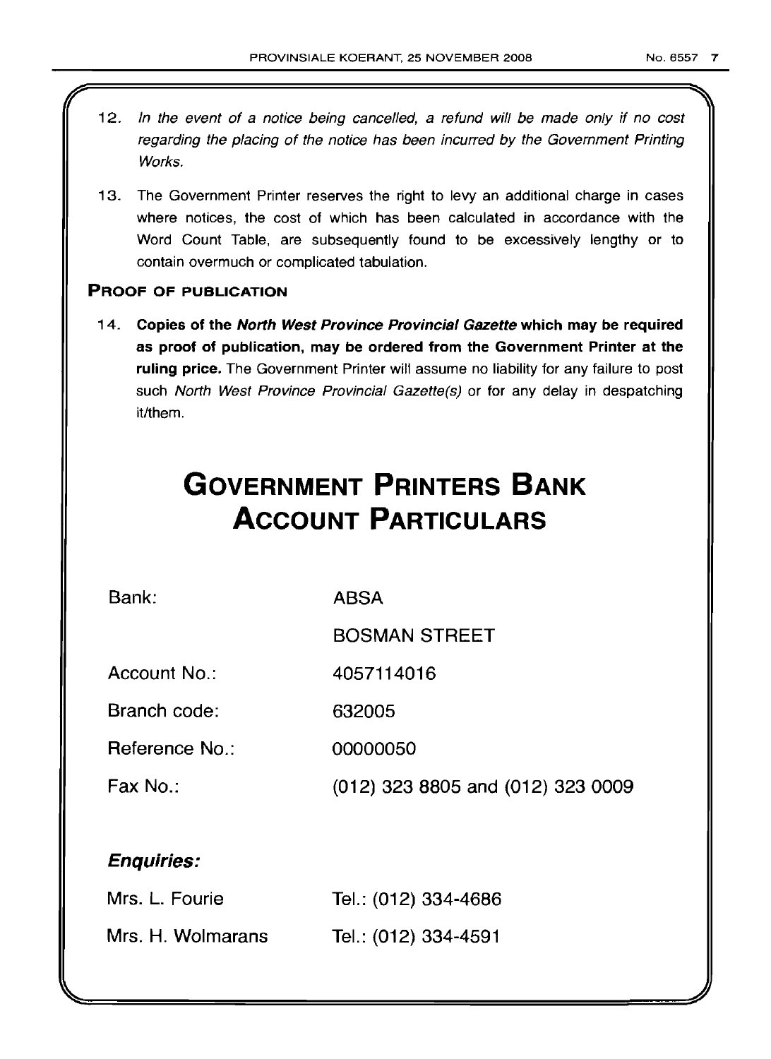12. *In the event of a notice being cancelled, a refund will be made only if no cost regarding the placing of the notice has been incurred by the Government Printing Works.*

13. The Government Printer reserves the right to levy an additional charge in cases where notices, the cost of which has been calculated in accordance with the Word Count Table, are subsequently found to be excessively lengthy or to contain overmuch or complicated tabulation.

### PROOF OF PUBLICATION

14. **Copies of the *North West Province Provincial Gazette* which may be required as proof of publication, may be ordered from the Government Printer at the ruling price.** The Government Printer will assume no liability for any failure to post such *North West Province Provincial Gazette(s)* or for any delay in despatching it/them.

# GOVERNMENT PRINTERS BANK ACCOUNT PARTICULARS

| | |
|---|---|
| Bank: | ABSA |
| | BOSMAN STREET |
| Account No.: | 4057114016 |
| Branch code: | 632005 |
| Reference No.: | 00000050 |
| Fax No.: | (012) 323 8805 and (012) 323 0009 |

### *Enquiries:*

| | |
|---|---|
| Mrs. L. Fourie | Tel.: (012) 334-4686 |
| Mrs. H. Wolmarans | Tel.: (012) 334-4591 |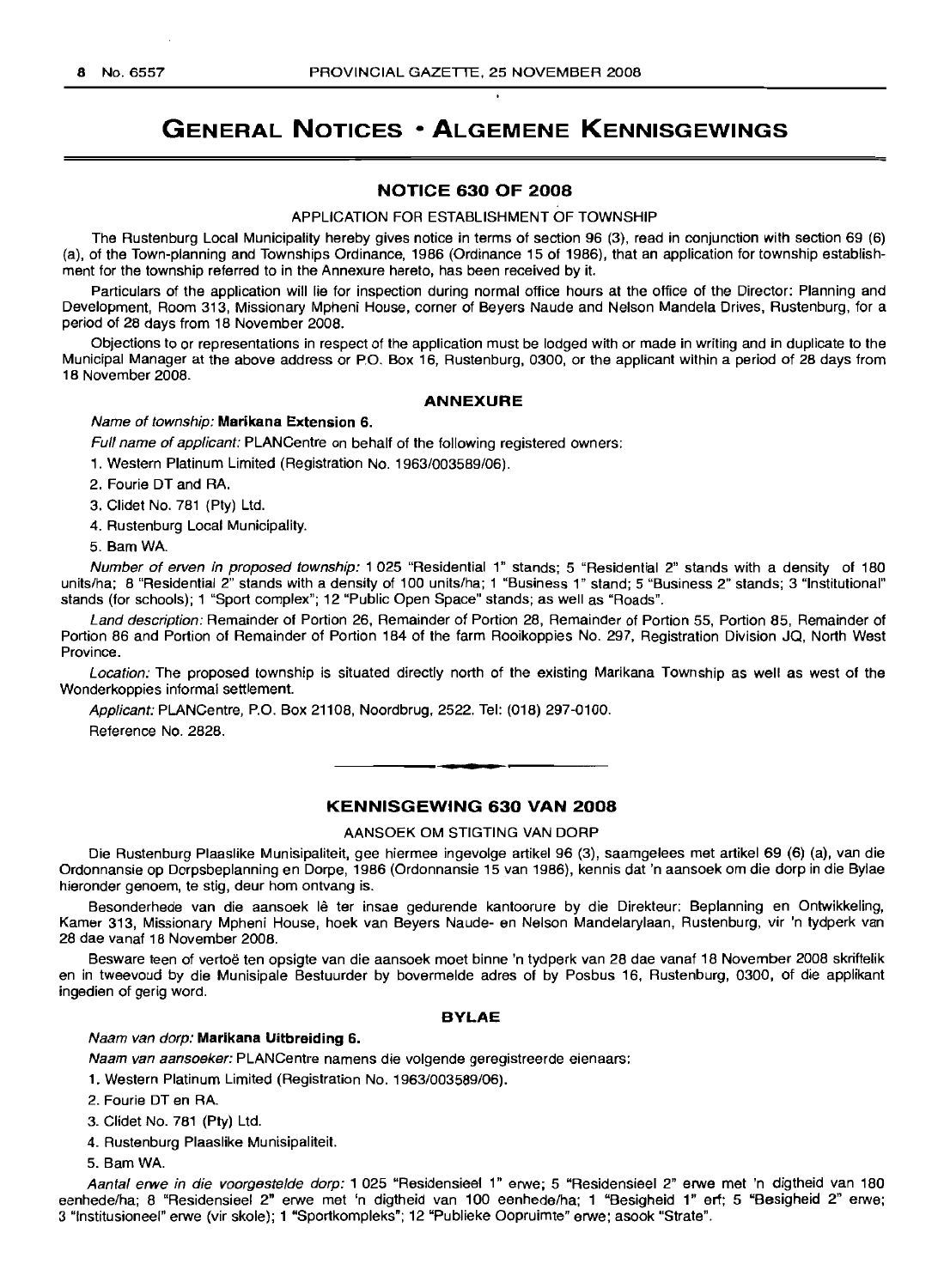# GENERAL NOTICES • ALGEMENE KENNISGEWINGS

## NOTICE 630 OF 2008

APPLICATION FOR ESTABLISHMENT OF TOWNSHIP

The Rustenburg Local Municipality hereby gives notice in terms of section 96 (3), read in conjunction with section 69 (6) (a), of the Town-planning and Townships Ordinance, 1986 (Ordinance 15 of 1986), that an application for township establishment for the township referred to in the Annexure hereto, has been received by it.

Particulars of the application will lie for inspection during normal office hours at the office of the Director: Planning and Development, Room 313, Missionary Mpheni House, corner of Beyers Naude and Nelson Mandela Drives, Rustenburg, for a period of 28 days from 18 November 2008.

Objections to or representations in respect of the application must be lodged with or made in writing and in duplicate to the Municipal Manager at the above address or P.O. Box 16, Rustenburg, 0300, or the applicant within a period of 28 days from 18 November 2008.

### ANNEXURE

*Name of township:* **Marikana Extension 6.**

*Full name of applicant:* PLANCentre on behalf of the following registered owners:

1. Western Platinum Limited (Registration No. 1963/003589/06).
2. Fourie DT and RA.
3. Clidet No. 781 (Pty) Ltd.
4. Rustenburg Local Municipality.
5. Bam WA.

*Number of erven in proposed township:* 1 025 "Residential 1" stands; 5 "Residential 2" stands with a density of 180 units/ha; 8 "Residential 2" stands with a density of 100 units/ha; 1 "Business 1" stand; 5 "Business 2" stands; 3 "Institutional" stands (for schools); 1 "Sport complex"; 12 "Public Open Space" stands; as well as "Roads".

*Land description:* Remainder of Portion 26, Remainder of Portion 28, Remainder of Portion 55, Portion 85, Remainder of Portion 86 and Portion of Remainder of Portion 184 of the farm Rooikoppies No. 297, Registration Division JQ, North West Province.

*Location:* The proposed township is situated directly north of the existing Marikana Township as well as west of the Wonderkoppies informal settlement.

*Applicant:* PLANCentre, P.O. Box 21108, Noordbrug, 2522. Tel: (018) 297-0100.

Reference No. 2828.

---

## KENNISGEWING 630 VAN 2008

AANSOEK OM STIGTING VAN DORP

Die Rustenburg Plaaslike Munisipaliteit, gee hiermee ingevolge artikel 96 (3), saamgelees met artikel 69 (6) (a), van die Ordonnansie op Dorpsbeplanning en Dorpe, 1986 (Ordonnansie 15 van 1986), kennis dat 'n aansoek om die dorp in die Bylae hieronder genoem, te stig, deur hom ontvang is.

Besonderhede van die aansoek lê ter insae gedurende kantoorure by die Direkteur: Beplanning en Ontwikkeling, Kamer 313, Missionary Mpheni House, hoek van Beyers Naude- en Nelson Mandelarylaan, Rustenburg, vir 'n tydperk van 28 dae vanaf 18 November 2008.

Besware teen of vertoë ten opsigte van die aansoek moet binne 'n tydperk van 28 dae vanaf 18 November 2008 skriftelik en in tweevoud by die Munisipale Bestuurder by bovermelde adres of by Posbus 16, Rustenburg, 0300, of die applikant ingedien of gerig word.

### BYLAE

*Naam van dorp:* **Marikana Uitbreiding 6.**

*Naam van aansoeker:* PLANCentre namens die volgende geregistreerde eienaars:

1. Western Platinum Limited (Registration No. 1963/003589/06).
2. Fourie DT en RA.
3. Clidet No. 781 (Pty) Ltd.
4. Rustenburg Plaaslike Munisipaliteit.
5. Bam WA.

*Aantal erwe in die voorgestelde dorp:* 1 025 "Residensieel 1" erwe; 5 "Residensieel 2" erwe met 'n digtheid van 180 eenhede/ha; 8 "Residensieel 2" erwe met 'n digtheid van 100 eenhede/ha; 1 "Besigheid 1" erf; 5 "Besigheid 2" erwe; 3 "Institusioneel" erwe (vir skole); 1 "Sportkompleks"; 12 "Publieke Oopruimte" erwe; asook "Strate".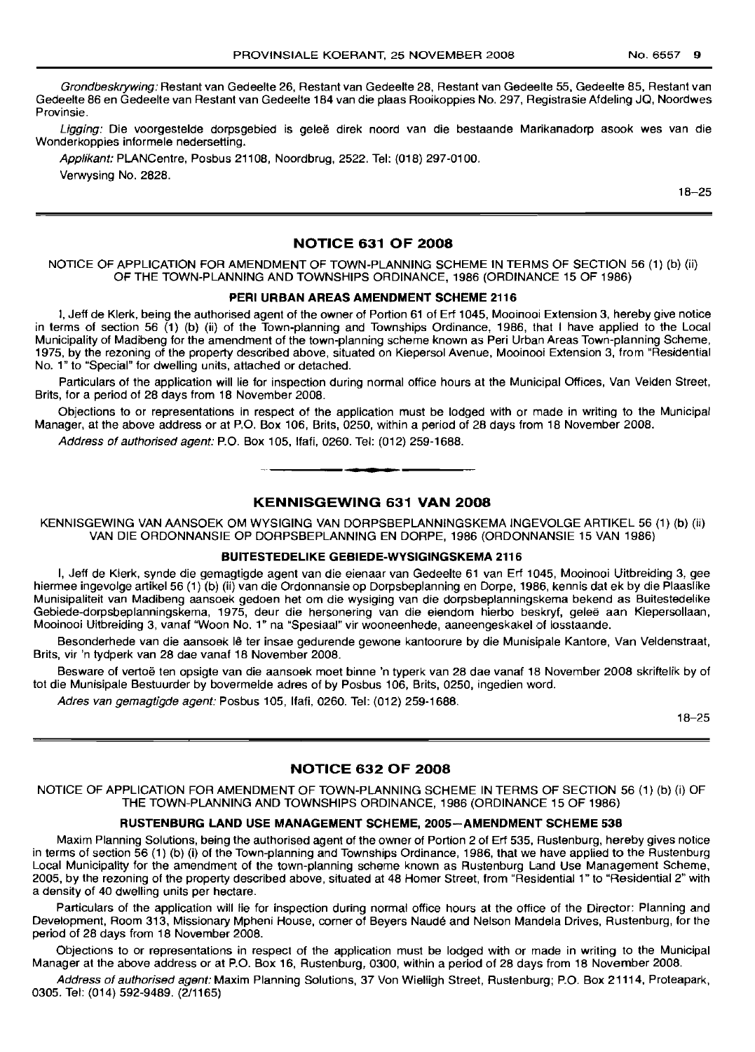*Grondbeskrywing:* Restant van Gedeelte 26, Restant van Gedeelte 28, Restant van Gedeelte 55, Gedeelte 85, Restant van Gedeelte 86 en Gedeelte van Restant van Gedeelte 184 van die plaas Rooikoppies No. 297, Registrasie Afdeling JQ, Noordwes Provinsie.

*Ligging:* Die voorgestelde dorpsgebied is geleë direk noord van die bestaande Marikanadorp asook wes van die Wonderkoppies informele nedersetting.

*Applikant:* PLANCentre, Posbus 21108, Noordbrug, 2522. Tel: (018) 297-0100.

Verwysing No. 2828.

18–25

## NOTICE 631 OF 2008

NOTICE OF APPLICATION FOR AMENDMENT OF TOWN-PLANNING SCHEME IN TERMS OF SECTION 56 (1) (b) (ii) OF THE TOWN-PLANNING AND TOWNSHIPS ORDINANCE, 1986 (ORDINANCE 15 OF 1986)

### PERI URBAN AREAS AMENDMENT SCHEME 2116

I, Jeff de Klerk, being the authorised agent of the owner of Portion 61 of Erf 1045, Mooinooi Extension 3, hereby give notice in terms of section 56 (1) (b) (ii) of the Town-planning and Townships Ordinance, 1986, that I have applied to the Local Municipality of Madibeng for the amendment of the town-planning scheme known as Peri Urban Areas Town-planning Scheme, 1975, by the rezoning of the property described above, situated on Kiepersol Avenue, Mooinooi Extension 3, from "Residential No. 1" to "Special" for dwelling units, attached or detached.

Particulars of the application will lie for inspection during normal office hours at the Municipal Offices, Van Velden Street, Brits, for a period of 28 days from 18 November 2008.

Objections to or representations in respect of the application must be lodged with or made in writing to the Municipal Manager, at the above address or at P.O. Box 106, Brits, 0250, within a period of 28 days from 18 November 2008.

*Address of authorised agent:* P.O. Box 105, Ifafi, 0260. Tel: (012) 259-1688.

## KENNISGEWING 631 VAN 2008

KENNISGEWING VAN AANSOEK OM WYSIGING VAN DORPSBEPLANNINGSKEMA INGEVOLGE ARTIKEL 56 (1) (b) (ii) VAN DIE ORDONNANSIE OP DORPSBEPLANNING EN DORPE, 1986 (ORDONNANSIE 15 VAN 1986)

### BUITESTEDELIKE GEBIEDE-WYSIGINGSKEMA 2116

I, Jeff de Klerk, synde die gemagtigde agent van die eienaar van Gedeelte 61 van Erf 1045, Mooinooi Uitbreiding 3, gee hiermee ingevolge artikel 56 (1) (b) (ii) van die Ordonnansie op Dorpsbeplanning en Dorpe, 1986, kennis dat ek by die Plaaslike Munisipaliteit van Madibeng aansoek gedoen het om die wysiging van die dorpsbeplanningskema bekend as Buitestedelike Gebiede-dorpsbeplanningskema, 1975, deur die hersonering van die eiendom hierbo beskryf, geleë aan Kiepersollaan, Mooinooi Uitbreiding 3, vanaf "Woon No. 1" na "Spesiaal" vir wooneenhede, aaneengeskakel of losstaande.

Besonderhede van die aansoek lê ter insae gedurende gewone kantoorure by die Munisipale Kantore, Van Veldenstraat, Brits, vir 'n tydperk van 28 dae vanaf 18 November 2008.

Besware of vertoë ten opsigte van die aansoek moet binne 'n typerk van 28 dae vanaf 18 November 2008 skriftelik by of tot die Munisipale Bestuurder by bovermelde adres of by Posbus 106, Brits, 0250, ingedien word.

*Adres van gemagtigde agent:* Posbus 105, Ifafi, 0260. Tel: (012) 259-1688.

18–25

## NOTICE 632 OF 2008

NOTICE OF APPLICATION FOR AMENDMENT OF TOWN-PLANNING SCHEME IN TERMS OF SECTION 56 (1) (b) (i) OF THE TOWN-PLANNING AND TOWNSHIPS ORDINANCE, 1986 (ORDINANCE 15 OF 1986)

### RUSTENBURG LAND USE MANAGEMENT SCHEME, 2005—AMENDMENT SCHEME 538

Maxim Planning Solutions, being the authorised agent of the owner of Portion 2 of Erf 535, Rustenburg, hereby gives notice in terms of section 56 (1) (b) (i) of the Town-planning and Townships Ordinance, 1986, that we have applied to the Rustenburg Local Municipality for the amendment of the town-planning scheme known as Rustenburg Land Use Management Scheme, 2005, by the rezoning of the property described above, situated at 48 Homer Street, from "Residential 1" to "Residential 2" with a density of 40 dwelling units per hectare.

Particulars of the application will lie for inspection during normal office hours at the office of the Director: Planning and Development, Room 313, Missionary Mpheni House, corner of Beyers Naudé and Nelson Mandela Drives, Rustenburg, for the period of 28 days from 18 November 2008.

Objections to or representations in respect of the application must be lodged with or made in writing to the Municipal Manager at the above address or at P.O. Box 16, Rustenburg, 0300, within a period of 28 days from 18 November 2008.

*Address of authorised agent:* Maxim Planning Solutions, 37 Von Wielligh Street, Rustenburg; P.O. Box 21114, Proteapark, 0305. Tel: (014) 592-9489. (2/1165)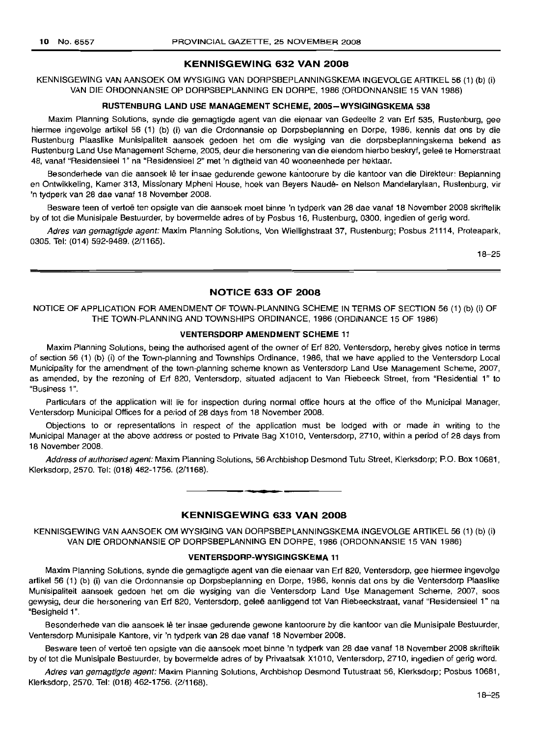## KENNISGEWING 632 VAN 2008

KENNISGEWING VAN AANSOEK OM WYSIGING VAN DORPSBEPLANNINGSKEMA INGEVOLGE ARTIKEL 56 (1) (b) (i) VAN DIE ORDONNANSIE OP DORPSBEPLANNING EN DORPE, 1986 (ORDONNANSIE 15 VAN 1986)

### RUSTENBURG LAND USE MANAGEMENT SCHEME, 2005—WYSIGINGSKEMA 538

Maxim Planning Solutions, synde die gemagtigde agent van die eienaar van Gedeelte 2 van Erf 535, Rustenburg, gee hiermee ingevolge artikel 56 (1) (b) (i) van die Ordonnansie op Dorpsbeplanning en Dorpe, 1986, kennis dat ons by die Rustenburg Plaaslike Munisipaliteit aansoek gedoen het om die wysiging van die dorpsbeplanningskema bekend as Rustenburg Land Use Management Scheme, 2005, deur die hersonering van die eiendom hierbo beskryf, geleë te Homerstraat 48, vanaf "Residensieel 1" na "Residensieel 2" met 'n digtheid van 40 wooneenhede per hektaar.

Besonderhede van die aansoek lê ter insae gedurende gewone kantoorure by die kantoor van die Direkteur: Beplanning en Ontwikkeling, Kamer 313, Missionary Mpheni House, hoek van Beyers Naudé- en Nelson Mandelarylaan, Rustenburg, vir 'n tydperk van 28 dae vanaf 18 November 2008.

Besware teen of vertoë ten opsigte van die aansoek moet binne 'n tydperk van 28 dae vanaf 18 November 2008 skriftelik by of tot die Munisipale Bestuurder, by bovermelde adres of by Posbus 16, Rustenburg, 0300, ingedien of gerig word.

*Adres van gemagtigde agent:* Maxim Planning Solutions, Von Wiellighstraat 37, Rustenburg; Posbus 21114, Proteapark, 0305. Tel: (014) 592-9489. (2/1165).

18–25

## NOTICE 633 OF 2008

NOTICE OF APPLICATION FOR AMENDMENT OF TOWN-PLANNING SCHEME IN TERMS OF SECTION 56 (1) (b) (i) OF THE TOWN-PLANNING AND TOWNSHIPS ORDINANCE, 1986 (ORDINANCE 15 OF 1986)

### VENTERSDORP AMENDMENT SCHEME 11

Maxim Planning Solutions, being the authorised agent of the owner of Erf 820, Ventersdorp, hereby gives notice in terms of section 56 (1) (b) (i) of the Town-planning and Townships Ordinance, 1986, that we have applied to the Ventersdorp Local Municipality for the amendment of the town-planning scheme known as Ventersdorp Land Use Management Scheme, 2007, as amended, by the rezoning of Erf 820, Ventersdorp, situated adjacent to Van Riebeeck Street, from "Residential 1" to "Business 1".

Particulars of the application will lie for inspection during normal office hours at the office of the Municipal Manager, Ventersdorp Municipal Offices for a period of 28 days from 18 November 2008.

Objections to or representations in respect of the application must be lodged with or made in writing to the Municipal Manager at the above address or posted to Private Bag X1010, Ventersdorp, 2710, within a period of 28 days from 18 November 2008.

*Address of authorised agent:* Maxim Planning Solutions, 56 Archbishop Desmond Tutu Street, Klerksdorp; P.O. Box 10681, Klerksdorp, 2570. Tel: (018) 462-1756. (2/1168).

## KENNISGEWING 633 VAN 2008

KENNISGEWING VAN AANSOEK OM WYSIGING VAN DORPSBEPLANNINGSKEMA INGEVOLGE ARTIKEL 56 (1) (b) (i) VAN DIE ORDONNANSIE OP DORPSBEPLANNING EN DORPE, 1986 (ORDONNANSIE 15 VAN 1986)

### VENTERSDORP-WYSIGINGSKEMA 11

Maxim Planning Solutions, synde die gemagtigde agent van die eienaar van Erf 820, Ventersdorp, gee hiermee ingevolge artikel 56 (1) (b) (i) van die Ordonnansie op Dorpsbeplanning en Dorpe, 1986, kennis dat ons by die Ventersdorp Plaaslike Munisipaliteit aansoek gedoen het om die wysiging van die Ventersdorp Land Use Management Scheme, 2007, soos gewysig, deur die hersonering van Erf 820, Ventersdorp, geleë aanliggend tot Van Riebeeckstraat, vanaf "Residensieel 1" na "Besigheid 1".

Besonderhede van die aansoek lê ter insae gedurende gewone kantoorure by die kantoor van die Munisipale Bestuurder, Ventersdorp Munisipale Kantore, vir 'n tydperk van 28 dae vanaf 18 November 2008.

Besware teen of vertoë ten opsigte van die aansoek moet binne 'n tydperk van 28 dae vanaf 18 November 2008 skriftelik by of tot die Munisipale Bestuurder, by bovermelde adres of by Privaatsak X1010, Ventersdorp, 2710, ingedien of gerig word.

*Adres van gemagtigde agent:* Maxim Planning Solutions, Archbishop Desmond Tutustraat 56, Klerksdorp; Posbus 10681, Klerksdorp, 2570. Tel: (018) 462-1756. (2/1168).

18–25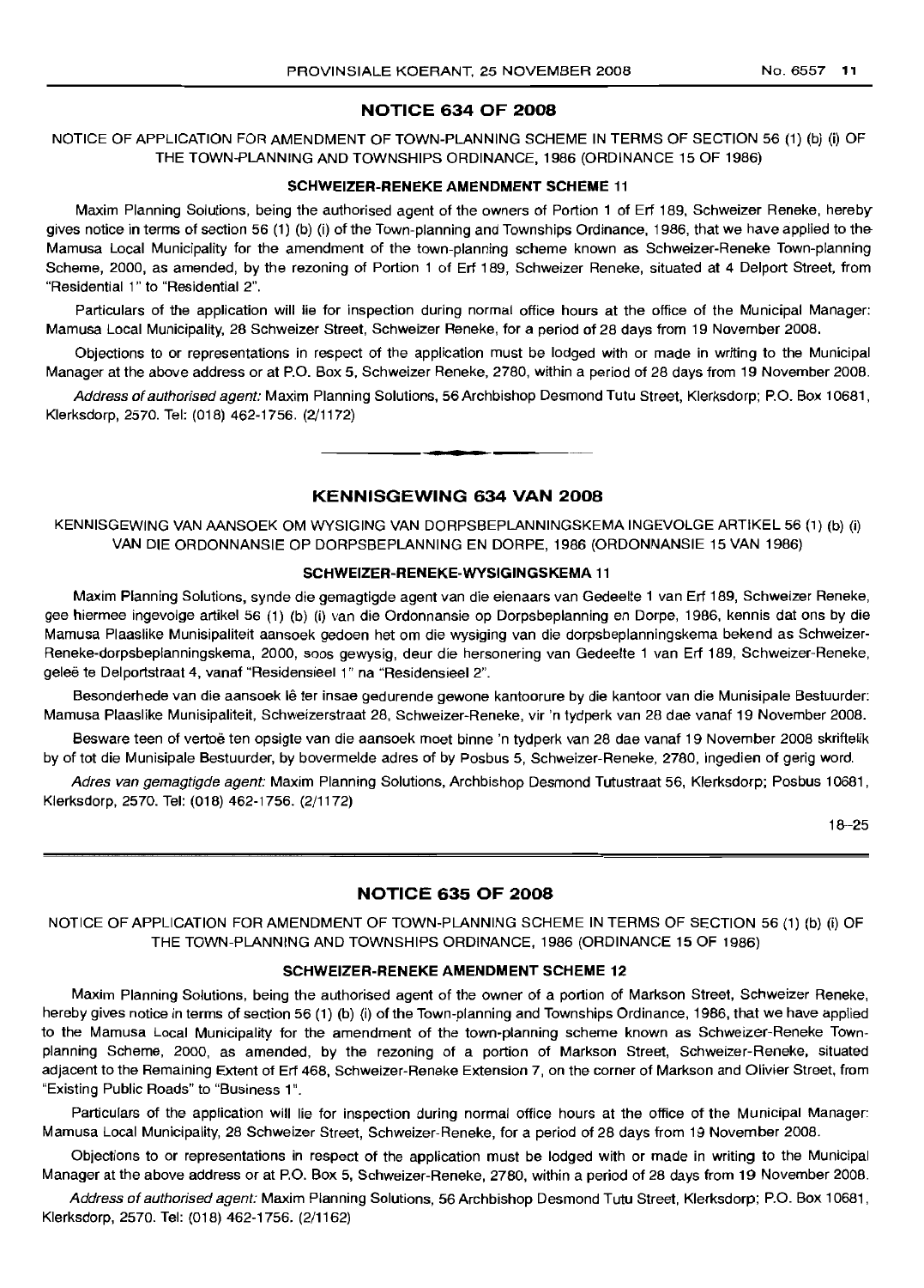## NOTICE 634 OF 2008

NOTICE OF APPLICATION FOR AMENDMENT OF TOWN-PLANNING SCHEME IN TERMS OF SECTION 56 (1) (b) (i) OF THE TOWN-PLANNING AND TOWNSHIPS ORDINANCE, 1986 (ORDINANCE 15 OF 1986)

### SCHWEIZER-RENEKE AMENDMENT SCHEME 11

Maxim Planning Solutions, being the authorised agent of the owners of Portion 1 of Erf 189, Schweizer Reneke, hereby gives notice in terms of section 56 (1) (b) (i) of the Town-planning and Townships Ordinance, 1986, that we have applied to the Mamusa Local Municipality for the amendment of the town-planning scheme known as Schweizer-Reneke Town-planning Scheme, 2000, as amended, by the rezoning of Portion 1 of Erf 189, Schweizer Reneke, situated at 4 Delport Street, from "Residential 1" to "Residential 2".

Particulars of the application will lie for inspection during normal office hours at the office of the Municipal Manager: Mamusa Local Municipality, 28 Schweizer Street, Schweizer Reneke, for a period of 28 days from 19 November 2008.

Objections to or representations in respect of the application must be lodged with or made in writing to the Municipal Manager at the above address or at P.O. Box 5, Schweizer Reneke, 2780, within a period of 28 days from 19 November 2008.

*Address of authorised agent:* Maxim Planning Solutions, 56 Archbishop Desmond Tutu Street, Klerksdorp; P.O. Box 10681, Klerksdorp, 2570. Tel: (018) 462-1756. (2/1172)

## KENNISGEWING 634 VAN 2008

KENNISGEWING VAN AANSOEK OM WYSIGING VAN DORPSBEPLANNINGSKEMA INGEVOLGE ARTIKEL 56 (1) (b) (i) VAN DIE ORDONNANSIE OP DORPSBEPLANNING EN DORPE, 1986 (ORDONNANSIE 15 VAN 1986)

### SCHWEIZER-RENEKE-WYSIGINGSKEMA 11

Maxim Planning Solutions, synde die gemagtigde agent van die eienaars van Gedeelte 1 van Erf 189, Schweizer Reneke, gee hiermee ingevolge artikel 56 (1) (b) (i) van die Ordonnansie op Dorpsbeplanning en Dorpe, 1986, kennis dat ons by die Mamusa Plaaslike Munisipaliteit aansoek gedoen het om die wysiging van die dorpsbeplanningskema bekend as Schweizer-Reneke-dorpsbeplanningskema, 2000, soos gewysig, deur die hersonering van Gedeelte 1 van Erf 189, Schweizer-Reneke, geleë te Delportstraat 4, vanaf "Residensieel 1" na "Residensieel 2".

Besonderhede van die aansoek lê ter insae gedurende gewone kantoorure by die kantoor van die Munisipale Bestuurder: Mamusa Plaaslike Munisipaliteit, Schweizerstraat 28, Schweizer-Reneke, vir 'n tydperk van 28 dae vanaf 19 November 2008.

Besware teen of vertoë ten opsigte van die aansoek moet binne 'n tydperk van 28 dae vanaf 19 November 2008 skriftelik by of tot die Munisipale Bestuurder, by bovermelde adres of by Posbus 5, Schweizer-Reneke, 2780, ingedien of gerig word.

*Adres van gemagtigde agent:* Maxim Planning Solutions, Archbishop Desmond Tutustraat 56, Klerksdorp; Posbus 10681, Klerksdorp, 2570. Tel: (018) 462-1756. (2/1172)

18–25

## NOTICE 635 OF 2008

NOTICE OF APPLICATION FOR AMENDMENT OF TOWN-PLANNING SCHEME IN TERMS OF SECTION 56 (1) (b) (i) OF THE TOWN-PLANNING AND TOWNSHIPS ORDINANCE, 1986 (ORDINANCE 15 OF 1986)

### SCHWEIZER-RENEKE AMENDMENT SCHEME 12

Maxim Planning Solutions, being the authorised agent of the owner of a portion of Markson Street, Schweizer Reneke, hereby gives notice in terms of section 56 (1) (b) (i) of the Town-planning and Townships Ordinance, 1986, that we have applied to the Mamusa Local Municipality for the amendment of the town-planning scheme known as Schweizer-Reneke Town-planning Scheme, 2000, as amended, by the rezoning of a portion of Markson Street, Schweizer-Reneke, situated adjacent to the Remaining Extent of Erf 468, Schweizer-Reneke Extension 7, on the corner of Markson and Olivier Street, from "Existing Public Roads" to "Business 1".

Particulars of the application will lie for inspection during normal office hours at the office of the Municipal Manager: Mamusa Local Municipality, 28 Schweizer Street, Schweizer-Reneke, for a period of 28 days from 19 November 2008.

Objections to or representations in respect of the application must be lodged with or made in writing to the Municipal Manager at the above address or at P.O. Box 5, Schweizer-Reneke, 2780, within a period of 28 days from 19 November 2008.

*Address of authorised agent:* Maxim Planning Solutions, 56 Archbishop Desmond Tutu Street, Klerksdorp; P.O. Box 10681, Klerksdorp, 2570. Tel: (018) 462-1756. (2/1162)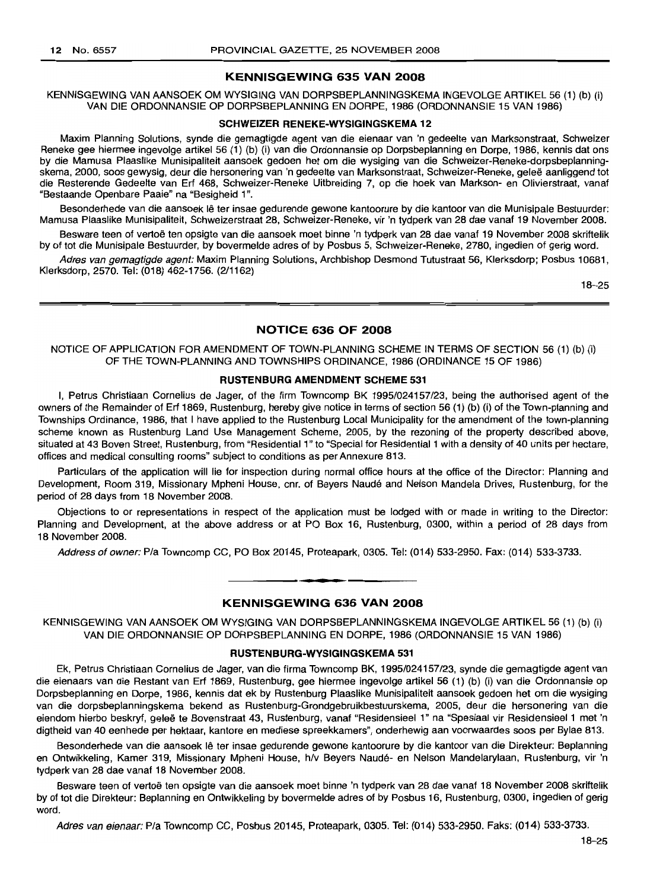## KENNISGEWING 635 VAN 2008

KENNISGEWING VAN AANSOEK OM WYSIGING VAN DORPSBEPLANNINGSKEMA INGEVOLGE ARTIKEL 56 (1) (b) (i) VAN DIE ORDONNANSIE OP DORPSBEPLANNING EN DORPE, 1986 (ORDONNANSIE 15 VAN 1986)

### SCHWEIZER RENEKE-WYSIGINGSKEMA 12

Maxim Planning Solutions, synde die gemagtigde agent van die eienaar van 'n gedeelte van Marksonstraat, Schweizer Reneke gee hiermee ingevolge artikel 56 (1) (b) (i) van die Ordonnansie op Dorpsbeplanning en Dorpe, 1986, kennis dat ons by die Mamusa Plaaslike Munisipaliteit aansoek gedoen het om die wysiging van die Schweizer-Reneke-dorpsbeplanningskema, 2000, soos gewysig, deur die hersonering van 'n gedeelte van Marksonstraat, Schweizer-Reneke, geleë aanliggend tot die Resterende Gedeelte van Erf 468, Schweizer-Reneke Uitbreiding 7, op die hoek van Markson- en Olivierstraat, vanaf "Bestaande Openbare Paaie" na "Besigheid 1".

Besonderhede van die aansoek lê ter insae gedurende gewone kantoorure by die kantoor van die Munisipale Bestuurder: Mamusa Plaaslike Munisipaliteit, Schweizerstraat 28, Schweizer-Reneke, vir 'n tydperk van 28 dae vanaf 19 November 2008.

Besware teen of vertoë ten opsigte van die aansoek moet binne 'n tydperk van 28 dae vanaf 19 November 2008 skriftelik by of tot die Munisipale Bestuurder, by bovermelde adres of by Posbus 5, Schweizer-Reneke, 2780, ingedien of gerig word.

*Adres van gemagtigde agent:* Maxim Planning Solutions, Archbishop Desmond Tutustraat 56, Klerksdorp; Posbus 10681, Klerksdorp, 2570. Tel: (018) 462-1756. (2/1162)

18–25

---

## NOTICE 636 OF 2008

NOTICE OF APPLICATION FOR AMENDMENT OF TOWN-PLANNING SCHEME IN TERMS OF SECTION 56 (1) (b) (i) OF THE TOWN-PLANNING AND TOWNSHIPS ORDINANCE, 1986 (ORDINANCE 15 OF 1986)

### RUSTENBURG AMENDMENT SCHEME 531

I, Petrus Christiaan Cornelius de Jager, of the firm Towncomp BK 1995/024157/23, being the authorised agent of the owners of the Remainder of Erf 1869, Rustenburg, hereby give notice in terms of section 56 (1) (b) (i) of the Town-planning and Townships Ordinance, 1986, that I have applied to the Rustenburg Local Municipality for the amendment of the town-planning scheme known as Rustenburg Land Use Management Scheme, 2005, by the rezoning of the property described above, situated at 43 Boven Street, Rustenburg, from "Residential 1" to "Special for Residential 1 with a density of 40 units per hectare, offices and medical consulting rooms" subject to conditions as per Annexure 813.

Particulars of the application will lie for inspection during normal office hours at the office of the Director: Planning and Development, Room 319, Missionary Mpheni House, cnr. of Beyers Naudé and Nelson Mandela Drives, Rustenburg, for the period of 28 days from 18 November 2008.

Objections to or representations in respect of the application must be lodged with or made in writing to the Director: Planning and Development, at the above address or at PO Box 16, Rustenburg, 0300, within a period of 28 days from 18 November 2008.

*Address of owner:* P/a Towncomp CC, PO Box 20145, Proteapark, 0305. Tel: (014) 533-2950. Fax: (014) 533-3733.

---

## KENNISGEWING 636 VAN 2008

KENNISGEWING VAN AANSOEK OM WYSIGING VAN DORPSBEPLANNINGSKEMA INGEVOLGE ARTIKEL 56 (1) (b) (i) VAN DIE ORDONNANSIE OP DORPSBEPLANNING EN DORPE, 1986 (ORDONNANSIE 15 VAN 1986)

### RUSTENBURG-WYSIGINGSKEMA 531

Ek, Petrus Christiaan Cornelius de Jager, van die firma Towncomp BK, 1995/024157/23, synde die gemagtigde agent van die eienaars van die Restant van Erf 1869, Rustenburg, gee hiermee ingevolge artikel 56 (1) (b) (i) van die Ordonnansie op Dorpsbeplanning en Dorpe, 1986, kennis dat ek by Rustenburg Plaaslike Munisipaliteit aansoek gedoen het om die wysiging van die dorpsbeplanningskema bekend as Rustenburg-Grondgebruikbestuurskema, 2005, deur die hersonering van die eiendom hierbo beskryf, geleë te Bovenstraat 43, Rustenburg, vanaf "Residensieel 1" na "Spesiaal vir Residensieel 1 met 'n digtheid van 40 eenhede per hektaar, kantore en mediese spreekkamers", onderhewig aan voorwaardes soos per Bylae 813.

Besonderhede van die aansoek lê ter insae gedurende gewone kantoorure by die kantoor van die Direkteur: Beplanning en Ontwikkeling, Kamer 319, Missionary Mpheni House, h/v Beyers Naudé- en Nelson Mandelarylaan, Rustenburg, vir 'n tydperk van 28 dae vanaf 18 November 2008.

Besware teen of vertoë ten opsigte van die aansoek moet binne 'n tydperk van 28 dae vanaf 18 November 2008 skriftelik by of tot die Direkteur: Beplanning en Ontwikkeling by bovermelde adres of by Posbus 16, Rustenburg, 0300, ingedien of gerig word.

*Adres van eienaar:* P/a Towncomp CC, Posbus 20145, Proteapark, 0305. Tel: (014) 533-2950. Faks: (014) 533-3733.

18–25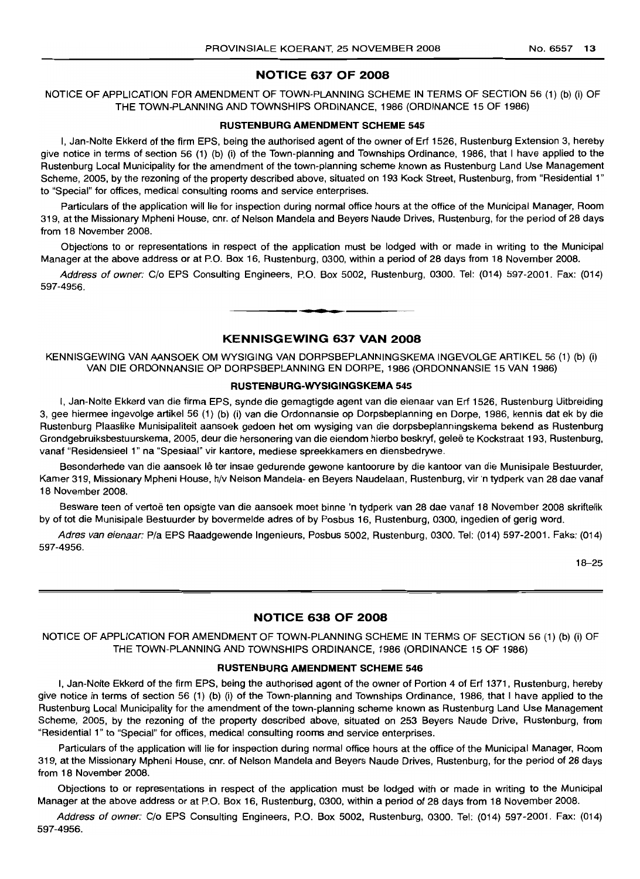## NOTICE 637 OF 2008

NOTICE OF APPLICATION FOR AMENDMENT OF TOWN-PLANNING SCHEME IN TERMS OF SECTION 56 (1) (b) (i) OF THE TOWN-PLANNING AND TOWNSHIPS ORDINANCE, 1986 (ORDINANCE 15 OF 1986)

### RUSTENBURG AMENDMENT SCHEME 545

I, Jan-Nolte Ekkerd of the firm EPS, being the authorised agent of the owner of Erf 1526, Rustenburg Extension 3, hereby give notice in terms of section 56 (1) (b) (i) of the Town-planning and Townships Ordinance, 1986, that I have applied to the Rustenburg Local Municipality for the amendment of the town-planning scheme known as Rustenburg Land Use Management Scheme, 2005, by the rezoning of the property described above, situated on 193 Kock Street, Rustenburg, from "Residential 1" to "Special" for offices, medical consulting rooms and service enterprises.

Particulars of the application will lie for inspection during normal office hours at the office of the Municipal Manager, Room 319, at the Missionary Mpheni House, cnr. of Nelson Mandela and Beyers Naude Drives, Rustenburg, for the period of 28 days from 18 November 2008.

Objections to or representations in respect of the application must be lodged with or made in writing to the Municipal Manager at the above address or at P.O. Box 16, Rustenburg, 0300, within a period of 28 days from 18 November 2008.

*Address of owner:* C/o EPS Consulting Engineers, P.O. Box 5002, Rustenburg, 0300. Tel: (014) 597-2001. Fax: (014) 597-4956.

---

## KENNISGEWING 637 VAN 2008

KENNISGEWING VAN AANSOEK OM WYSIGING VAN DORPSBEPLANNINGSKEMA INGEVOLGE ARTIKEL 56 (1) (b) (i) VAN DIE ORDONNANSIE OP DORPSBEPLANNING EN DORPE, 1986 (ORDONNANSIE 15 VAN 1986)

### RUSTENBURG-WYSIGINGSKEMA 545

I, Jan-Nolte Ekkerd van die firma EPS, synde die gemagtigde agent van die eienaar van Erf 1526, Rustenburg Uitbreiding 3, gee hiermee ingevolge artikel 56 (1) (b) (i) van die Ordonnansie op Dorpsbeplanning en Dorpe, 1986, kennis dat ek by die Rustenburg Plaaslike Munisipaliteit aansoek gedoen het om wysiging van die dorpsbeplanningskema bekend as Rustenburg Grondgebruiksbestuurskema, 2005, deur die hersonering van die eiendom hierbo beskryf, geleë te Kockstraat 193, Rustenburg, vanaf "Residensieel 1" na "Spesiaal" vir kantore, mediese spreekkamers en diensbedrywe.

Besonderhede van die aansoek lê ter insae gedurende gewone kantoorure by die kantoor van die Munisipale Bestuurder, Kamer 319, Missionary Mpheni House, h/v Nelson Mandela- en Beyers Naudelaan, Rustenburg, vir 'n tydperk van 28 dae vanaf 18 November 2008.

Besware teen of vertoë ten opsigte van die aansoek moet binne 'n tydperk van 28 dae vanaf 18 November 2008 skriftelik by of tot die Munisipale Bestuurder by bovermelde adres of by Posbus 16, Rustenburg, 0300, ingedien of gerig word.

*Adres van eienaar:* P/a EPS Raadgewende Ingenieurs, Posbus 5002, Rustenburg, 0300. Tel: (014) 597-2001. Faks: (014) 597-4956.

18–25

---

## NOTICE 638 OF 2008

NOTICE OF APPLICATION FOR AMENDMENT OF TOWN-PLANNING SCHEME IN TERMS OF SECTION 56 (1) (b) (i) OF THE TOWN-PLANNING AND TOWNSHIPS ORDINANCE, 1986 (ORDINANCE 15 OF 1986)

### RUSTENBURG AMENDMENT SCHEME 546

I, Jan-Nolte Ekkerd of the firm EPS, being the authorised agent of the owner of Portion 4 of Erf 1371, Rustenburg, hereby give notice in terms of section 56 (1) (b) (i) of the Town-planning and Townships Ordinance, 1986, that I have applied to the Rustenburg Local Municipality for the amendment of the town-planning scheme known as Rustenburg Land Use Management Scheme, 2005, by the rezoning of the property described above, situated on 253 Beyers Naude Drive, Rustenburg, from "Residential 1" to "Special" for offices, medical consulting rooms and service enterprises.

Particulars of the application will lie for inspection during normal office hours at the office of the Municipal Manager, Room 319, at the Missionary Mpheni House, cnr. of Nelson Mandela and Beyers Naude Drives, Rustenburg, for the period of 28 days from 18 November 2008.

Objections to or representations in respect of the application must be lodged with or made in writing to the Municipal Manager at the above address or at P.O. Box 16, Rustenburg, 0300, within a period of 28 days from 18 November 2008.

*Address of owner:* C/o EPS Consulting Engineers, P.O. Box 5002, Rustenburg, 0300. Tel: (014) 597-2001. Fax: (014) 597-4956.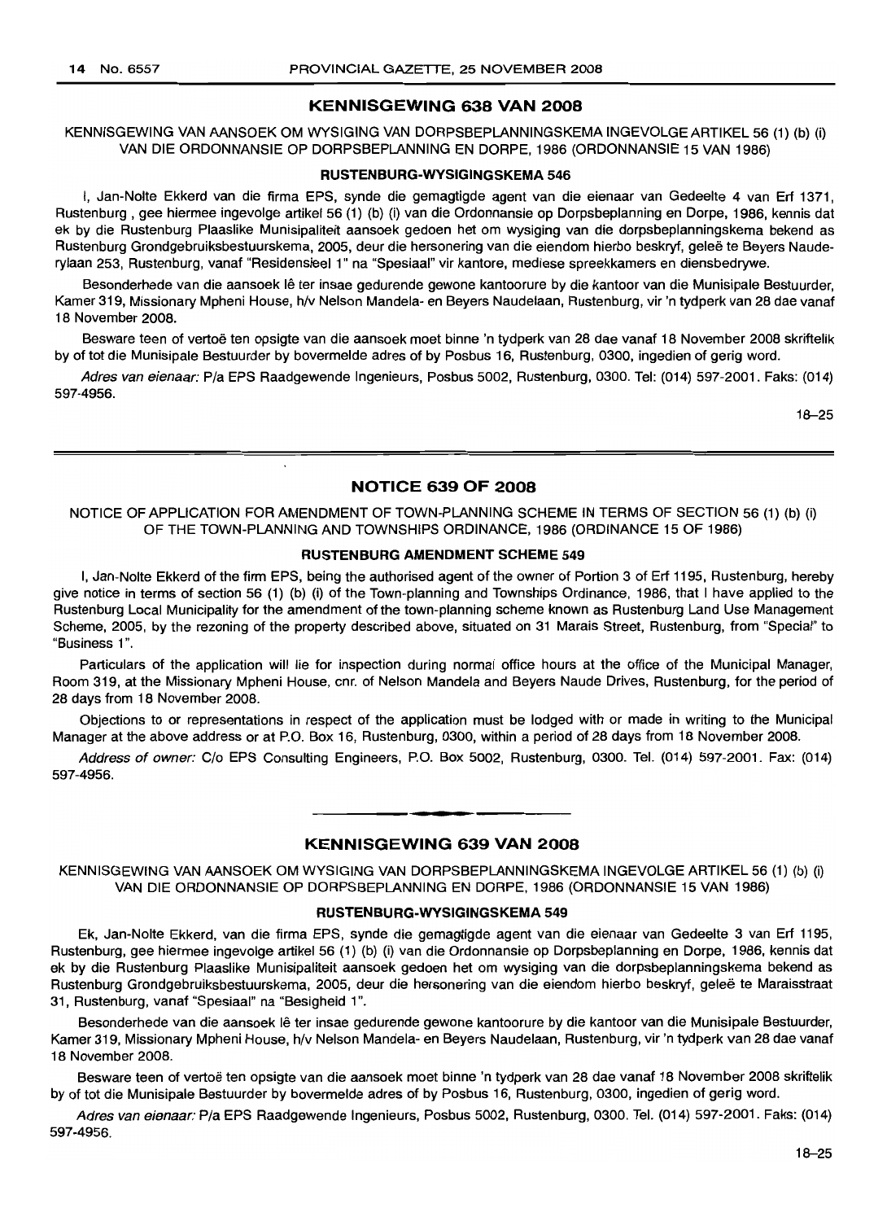## KENNISGEWING 638 VAN 2008

KENNISGEWING VAN AANSOEK OM WYSIGING VAN DORPSBEPLANNINGSKEMA INGEVOLGE ARTIKEL 56 (1) (b) (i) VAN DIE ORDONNANSIE OP DORPSBEPLANNING EN DORPE, 1986 (ORDONNANSIE 15 VAN 1986)

### RUSTENBURG-WYSIGINGSKEMA 546

I, Jan-Nolte Ekkerd van die firma EPS, synde die gemagtigde agent van die eienaar van Gedeelte 4 van Erf 1371, Rustenburg , gee hiermee ingevolge artikel 56 (1) (b) (i) van die Ordonnansie op Dorpsbeplanning en Dorpe, 1986, kennis dat ek by die Rustenburg Plaaslike Munisipaliteit aansoek gedoen het om wysiging van die dorpsbeplanningskema bekend as Rustenburg Grondgebruiksbestuurskema, 2005, deur die hersonering van die eiendom hierbo beskryf, geleë te Beyers Naude-rylaan 253, Rustenburg, vanaf "Residensieel 1" na "Spesiaal" vir kantore, mediese spreekkamers en diensbedrywe.

Besonderhede van die aansoek lê ter insae gedurende gewone kantoorure by die kantoor van die Munisipale Bestuurder, Kamer 319, Missionary Mpheni House, h/v Nelson Mandela- en Beyers Naudelaan, Rustenburg, vir 'n tydperk van 28 dae vanaf 18 November 2008.

Besware teen of vertoë ten opsigte van die aansoek moet binne 'n tydperk van 28 dae vanaf 18 November 2008 skriftelik by of tot die Munisipale Bestuurder by bovermelde adres of by Posbus 16, Rustenburg, 0300, ingedien of gerig word.

*Adres van eienaar:* P/a EPS Raadgewende Ingenieurs, Posbus 5002, Rustenburg, 0300. Tel: (014) 597-2001. Faks: (014) 597-4956.

18–25

---

## NOTICE 639 OF 2008

NOTICE OF APPLICATION FOR AMENDMENT OF TOWN-PLANNING SCHEME IN TERMS OF SECTION 56 (1) (b) (i) OF THE TOWN-PLANNING AND TOWNSHIPS ORDINANCE, 1986 (ORDINANCE 15 OF 1986)

### RUSTENBURG AMENDMENT SCHEME 549

I, Jan-Nolte Ekkerd of the firm EPS, being the authorised agent of the owner of Portion 3 of Erf 1195, Rustenburg, hereby give notice in terms of section 56 (1) (b) (i) of the Town-planning and Townships Ordinance, 1986, that I have applied to the Rustenburg Local Municipality for the amendment of the town-planning scheme known as Rustenburg Land Use Management Scheme, 2005, by the rezoning of the property described above, situated on 31 Marais Street, Rustenburg, from "Special" to "Business 1".

Particulars of the application will lie for inspection during normal office hours at the office of the Municipal Manager, Room 319, at the Missionary Mpheni House, cnr. of Nelson Mandela and Beyers Naude Drives, Rustenburg, for the period of 28 days from 18 November 2008.

Objections to or representations in respect of the application must be lodged with or made in writing to the Municipal Manager at the above address or at P.O. Box 16, Rustenburg, 0300, within a period of 28 days from 18 November 2008.

*Address of owner:* C/o EPS Consulting Engineers, P.O. Box 5002, Rustenburg, 0300. Tel. (014) 597-2001. Fax: (014) 597-4956.

---

## KENNISGEWING 639 VAN 2008

KENNISGEWING VAN AANSOEK OM WYSIGING VAN DORPSBEPLANNINGSKEMA INGEVOLGE ARTIKEL 56 (1) (b) (i) VAN DIE ORDONNANSIE OP DORPSBEPLANNING EN DORPE, 1986 (ORDONNANSIE 15 VAN 1986)

### RUSTENBURG-WYSIGINGSKEMA 549

Ek, Jan-Nolte Ekkerd, van die firma EPS, synde die gemagtigde agent van die eienaar van Gedeelte 3 van Erf 1195, Rustenburg, gee hiermee ingevolge artikel 56 (1) (b) (i) van die Ordonnansie op Dorpsbeplanning en Dorpe, 1986, kennis dat ek by die Rustenburg Plaaslike Munisipaliteit aansoek gedoen het om wysiging van die dorpsbeplanningskema bekend as Rustenburg Grondgebruiksbestuurskema, 2005, deur die hersonering van die eiendom hierbo beskryf, geleë te Maraisstraat 31, Rustenburg, vanaf "Spesiaal" na "Besigheid 1".

Besonderhede van die aansoek lê ter insae gedurende gewone kantoorure by die kantoor van die Munisipale Bestuurder, Kamer 319, Missionary Mpheni House, h/v Nelson Mandela- en Beyers Naudelaan, Rustenburg, vir 'n tydperk van 28 dae vanaf 18 November 2008.

Besware teen of vertoë ten opsigte van die aansoek moet binne 'n tydperk van 28 dae vanaf 18 November 2008 skriftelik by of tot die Munisipale Bestuurder by bovermelde adres of by Posbus 16, Rustenburg, 0300, ingedien of gerig word.

*Adres van eienaar:* P/a EPS Raadgewende Ingenieurs, Posbus 5002, Rustenburg, 0300. Tel. (014) 597-2001. Faks: (014) 597-4956.

18–25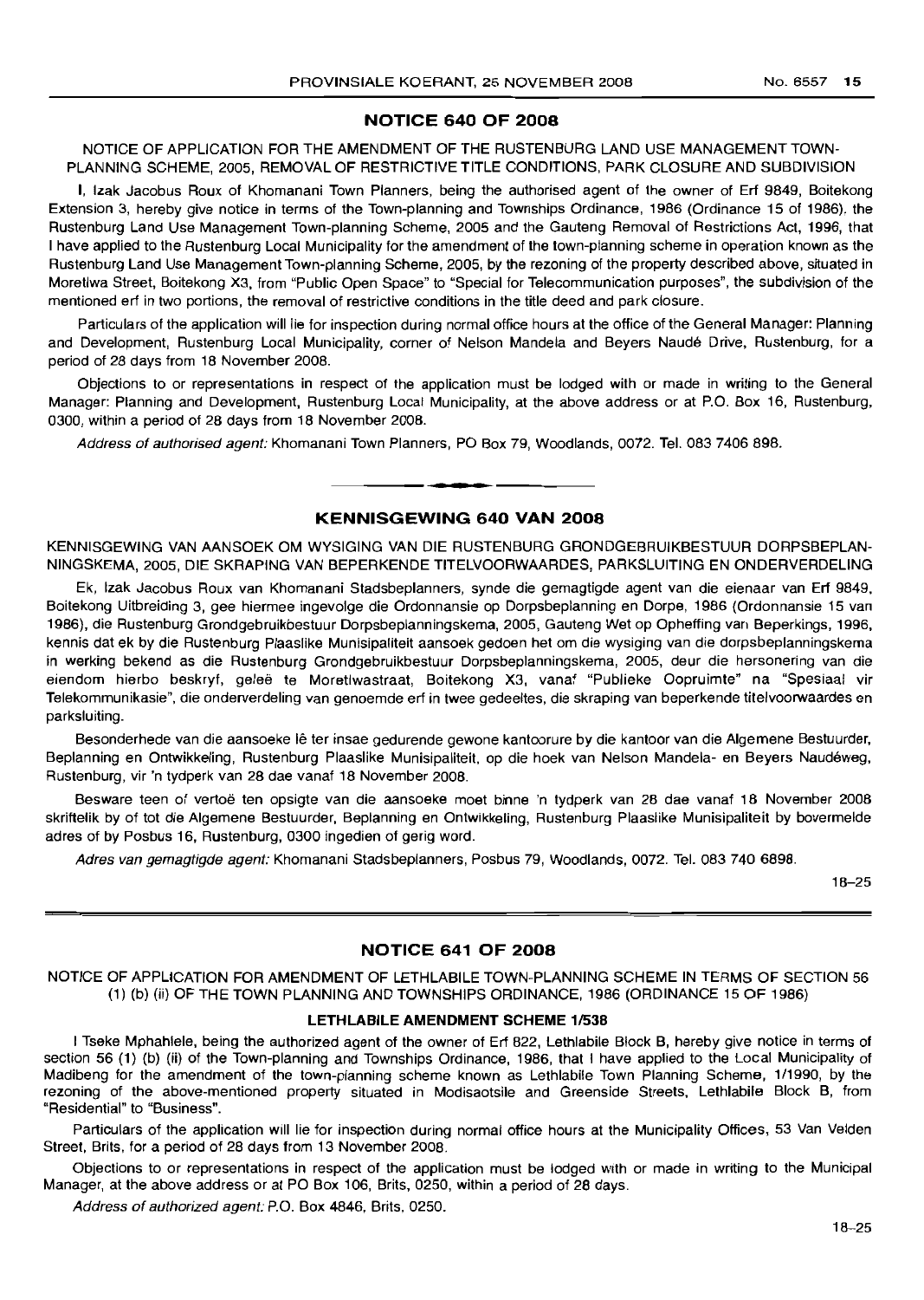## NOTICE 640 OF 2008

NOTICE OF APPLICATION FOR THE AMENDMENT OF THE RUSTENBURG LAND USE MANAGEMENT TOWN-PLANNING SCHEME, 2005, REMOVAL OF RESTRICTIVE TITLE CONDITIONS, PARK CLOSURE AND SUBDIVISION

I, Izak Jacobus Roux of Khomanani Town Planners, being the authorised agent of the owner of Erf 9849, Boitekong Extension 3, hereby give notice in terms of the Town-planning and Townships Ordinance, 1986 (Ordinance 15 of 1986), the Rustenburg Land Use Management Town-planning Scheme, 2005 and the Gauteng Removal of Restrictions Act, 1996, that I have applied to the Rustenburg Local Municipality for the amendment of the town-planning scheme in operation known as the Rustenburg Land Use Management Town-planning Scheme, 2005, by the rezoning of the property described above, situated in Moretlwa Street, Boitekong X3, from "Public Open Space" to "Special for Telecommunication purposes", the subdivision of the mentioned erf in two portions, the removal of restrictive conditions in the title deed and park closure.

Particulars of the application will lie for inspection during normal office hours at the office of the General Manager: Planning and Development, Rustenburg Local Municipality, corner of Nelson Mandela and Beyers Naudé Drive, Rustenburg, for a period of 28 days from 18 November 2008.

Objections to or representations in respect of the application must be lodged with or made in writing to the General Manager: Planning and Development, Rustenburg Local Municipality, at the above address or at P.O. Box 16, Rustenburg, 0300, within a period of 28 days from 18 November 2008.

*Address of authorised agent:* Khomanani Town Planners, PO Box 79, Woodlands, 0072. Tel. 083 7406 898.

## KENNISGEWING 640 VAN 2008

KENNISGEWING VAN AANSOEK OM WYSIGING VAN DIE RUSTENBURG GRONDGEBRUIKBESTUUR DORPSBEPLANNINGSKEMA, 2005, DIE SKRAPING VAN BEPERKENDE TITELVOORWAARDES, PARKSLUITING EN ONDERVERDELING

Ek, Izak Jacobus Roux van Khomanani Stadsbeplanners, synde die gemagtigde agent van die eienaar van Erf 9849, Boitekong Uitbreiding 3, gee hiermee ingevolge die Ordonnansie op Dorpsbeplanning en Dorpe, 1986 (Ordonnansie 15 van 1986), die Rustenburg Grondgebruikbestuur Dorpsbeplanningskema, 2005, Gauteng Wet op Opheffing van Beperkings, 1996, kennis dat ek by die Rustenburg Plaaslike Munisipaliteit aansoek gedoen het om die wysiging van die dorpsbeplanningskema in werking bekend as die Rustenburg Grondgebruikbestuur Dorpsbeplanningskema, 2005, deur die hersonering van die eiendom hierbo beskryf, geleë te Moretlwastraat, Boitekong X3, vanaf "Publieke Oopruimte" na "Spesiaal vir Telekommunikasie", die onderverdeling van genoemde erf in twee gedeeltes, die skraping van beperkende titelvoorwaardes en parksluiting.

Besonderhede van die aansoeke lê ter insae gedurende gewone kantoorure by die kantoor van die Algemene Bestuurder, Beplanning en Ontwikkeling, Rustenburg Plaaslike Munisipaliteit, op die hoek van Nelson Mandela- en Beyers Naudéweg, Rustenburg, vir 'n tydperk van 28 dae vanaf 18 November 2008.

Besware teen of vertoë ten opsigte van die aansoeke moet binne 'n tydperk van 28 dae vanaf 18 November 2008 skriftelik by of tot die Algemene Bestuurder, Beplanning en Ontwikkeling, Rustenburg Plaaslike Munisipaliteit by bovermelde adres of by Posbus 16, Rustenburg, 0300 ingedien of gerig word.

*Adres van gemagtigde agent:* Khomanani Stadsbeplanners, Posbus 79, Woodlands, 0072. Tel. 083 740 6898.

18–25

## NOTICE 641 OF 2008

NOTICE OF APPLICATION FOR AMENDMENT OF LETHLABILE TOWN-PLANNING SCHEME IN TERMS OF SECTION 56 (1) (b) (ii) OF THE TOWN PLANNING AND TOWNSHIPS ORDINANCE, 1986 (ORDINANCE 15 OF 1986)

**LETHLABILE AMENDMENT SCHEME 1/538**

I Tseke Mphahlele, being the authorized agent of the owner of Erf 822, Lethlabile Block B, hereby give notice in terms of section 56 (1) (b) (ii) of the Town-planning and Townships Ordinance, 1986, that I have applied to the Local Municipality of Madibeng for the amendment of the town-planning scheme known as Lethlabile Town Planning Scheme, 1/1990, by the rezoning of the above-mentioned property situated in Modisaotsile and Greenside Streets, Lethlabile Block B, from "Residential" to "Business".

Particulars of the application will lie for inspection during normal office hours at the Municipality Offices, 53 Van Velden Street, Brits, for a period of 28 days from 13 November 2008.

Objections to or representations in respect of the application must be lodged with or made in writing to the Municipal Manager, at the above address or at PO Box 106, Brits, 0250, within a period of 28 days.

*Address of authorized agent:* P.O. Box 4846, Brits, 0250.

18–25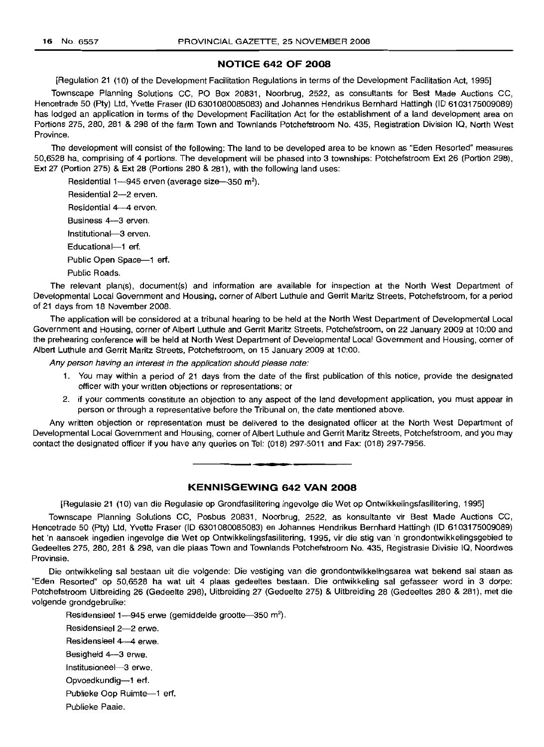## NOTICE 642 OF 2008

[Regulation 21 (10) of the Development Facilitation Regulations in terms of the Development Facilitation Act, 1995]

Townscape Planning Solutions CC, PO Box 20831, Noorbrug, 2522, as consultants for Best Made Auctions CC, Hencetrade 50 (Pty) Ltd, Yvette Fraser (ID 6301080085083) and Johannes Hendrikus Bernhard Hattingh (ID 6103175009089) has lodged an application in terms of the Development Facilitation Act for the establishment of a land development area on Portions 275, 280, 281 & 298 of the farm Town and Townlands Potchefstroom No. 435, Registration Division IQ, North West Province.

The development will consist of the following: The land to be developed area to be known as "Eden Resorted" measures 50,6528 ha, comprising of 4 portions. The development will be phased into 3 townships: Potchefstroom Ext 26 (Portion 298), Ext 27 (Portion 275) & Ext 28 (Portions 280 & 281), with the following land uses:

Residential 1—945 erven (average size—350 m$^2$).

Residential 2—2 erven.

Residential 4—4 erven.

Business 4—3 erven.

Institutional—3 erven.

Educational—1 erf.

Public Open Space—1 erf.

Public Roads.

The relevant plan(s), document(s) and information are available for inspection at the North West Department of Developmental Local Government and Housing, corner of Albert Luthule and Gerrit Maritz Streets, Potchefstroom, for a period of 21 days from 18 November 2008.

The application will be considered at a tribunal hearing to be held at the North West Department of Developmental Local Government and Housing, corner of Albert Luthule and Gerrit Maritz Streets, Potchefstroom, on 22 January 2009 at 10:00 and the prehearing conference will be held at North West Department of Developmental Local Government and Housing, corner of Albert Luthule and Gerrit Maritz Streets, Potchefstroom, on 15 January 2009 at 10:00.

*Any person having an interest in the application should please note:*

1. You may within a period of 21 days from the date of the first publication of this notice, provide the designated officer with your written objections or representations; or
2. if your comments constitute an objection to any aspect of the land development application, you must appear in person or through a representative before the Tribunal on, the date mentioned above.

Any written objection or representation must be delivered to the designated officer at the North West Department of Developmental Local Government and Housing, corner of Albert Luthule and Gerrit Maritz Streets, Potchefstroom, and you may contact the designated officer if you have any queries on Tel: (018) 297-5011 and Fax: (018) 297-7956.

---

## KENNISGEWING 642 VAN 2008

[Regulasie 21 (10) van die Regulasie op Grondfasilitering ingevolge die Wet op Ontwikkelingsfasilitering, 1995]

Townscape Planning Solutions CC, Posbus 20831, Noorbrug, 2522, as konsultante vir Best Made Auctions CC, Hencetrade 50 (Pty) Ltd, Yvette Fraser (ID 6301080085083) en Johannes Hendrikus Bernhard Hattingh (ID 6103175009089) het 'n aansoek ingedien ingevolge die Wet op Ontwikkelingsfasilitering, 1995, vir die stig van 'n grondontwikkelingsgebied te Gedeeltes 275, 280, 281 & 298, van die plaas Town and Townlands Potchefstroom No. 435, Registrasie Divisie IQ, Noordwes Provinsie.

Die ontwikkeling sal bestaan uit die volgende: Die vestiging van die grondontwikkelingsarea wat bekend sal staan as "Eden Resorted" op 50,6528 ha wat uit 4 plaas gedeeltes bestaan. Die ontwikkeling sal gefasseer word in 3 dorpe: Potchefstroom Uitbreiding 26 (Gedeelte 298), Uitbreiding 27 (Gedeelte 275) & Uitbreiding 28 (Gedeeltes 280 & 281), met die volgende grondgebruike:

Residensieel 1—945 erwe (gemiddelde grootte—350 m$^2$).

Residensieel 2—2 erwe.

Residensieel 4—4 erwe.

Besigheid 4—3 erwe.

Institusioneel—3 erwe.

Opvoedkundig—1 erf.

Publieke Oop Ruimte—1 erf.

Publieke Paaie.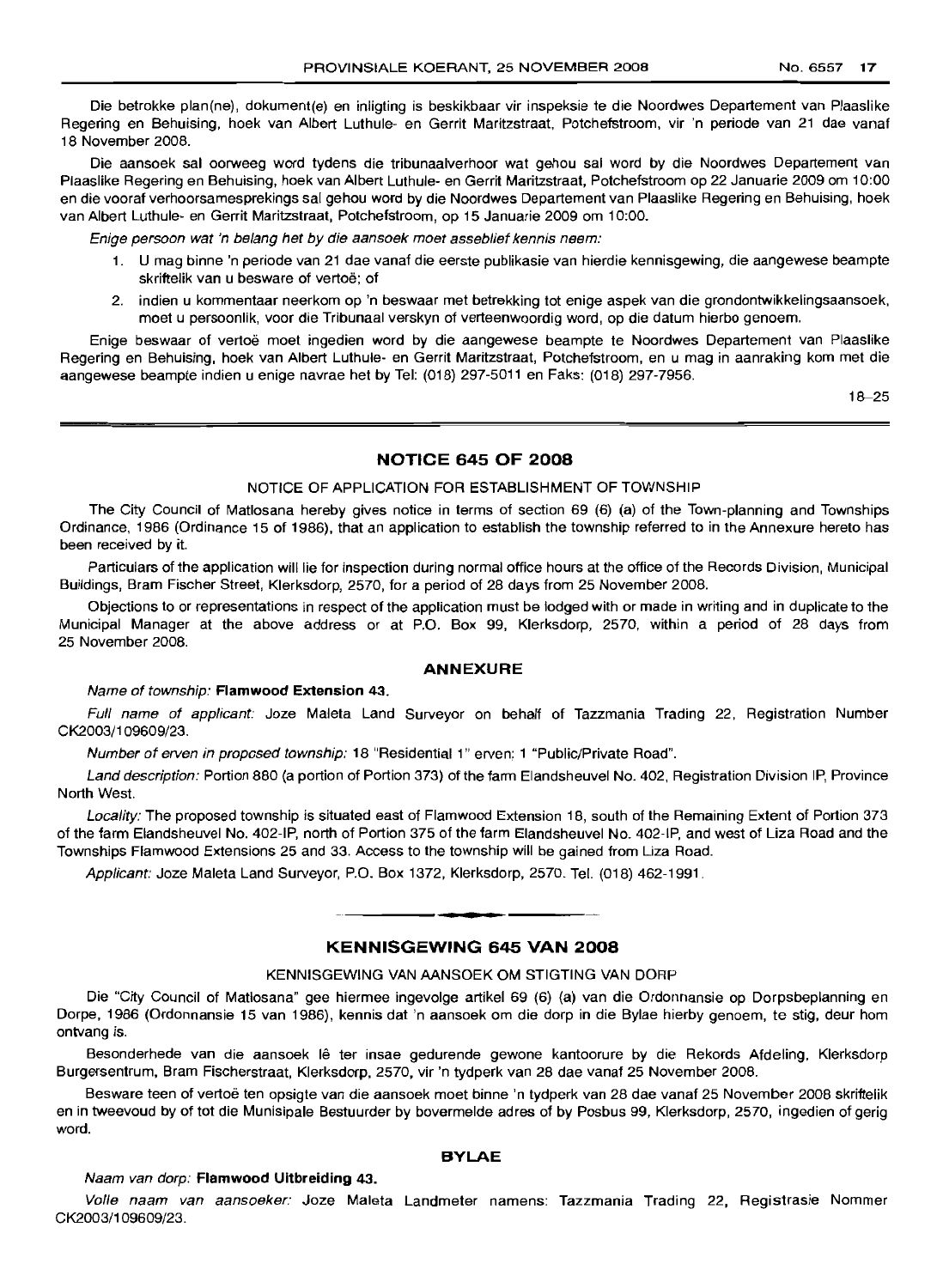Die betrokke plan(ne), dokument(e) en inligting is beskikbaar vir inspeksie te die Noordwes Departement van Plaaslike Regering en Behuising, hoek van Albert Luthule- en Gerrit Maritzstraat, Potchefstroom, vir 'n periode van 21 dae vanaf 18 November 2008.

Die aansoek sal oorweeg word tydens die tribunaalverhoor wat gehou sal word by die Noordwes Departement van Plaaslike Regering en Behuising, hoek van Albert Luthule- en Gerrit Maritzstraat, Potchefstroom op 22 Januarie 2009 om 10:00 en die vooraf verhoorsamesprekings sal gehou word by die Noordwes Departement van Plaaslike Regering en Behuising, hoek van Albert Luthule- en Gerrit Maritzstraat, Potchefstroom, op 15 Januarie 2009 om 10:00.

*Enige persoon wat 'n belang het by die aansoek moet asseblief kennis neem:*

1. U mag binne 'n periode van 21 dae vanaf die eerste publikasie van hierdie kennisgewing, die aangewese beampte skriftelik van u besware of vertoë; of
2. indien u kommentaar neerkom op 'n beswaar met betrekking tot enige aspek van die grondontwikkelingsaansoek, moet u persoonlik, voor die Tribunaal verskyn of verteenwoordig word, op die datum hierbo genoem.

Enige beswaar of vertoë moet ingedien word by die aangewese beampte te Noordwes Departement van Plaaslike Regering en Behuising, hoek van Albert Luthule- en Gerrit Maritzstraat, Potchefstroom, en u mag in aanraking kom met die aangewese beampte indien u enige navrae het by Tel: (018) 297-5011 en Faks: (018) 297-7956.

18–25

## NOTICE 645 OF 2008

NOTICE OF APPLICATION FOR ESTABLISHMENT OF TOWNSHIP

The City Council of Matlosana hereby gives notice in terms of section 69 (6) (a) of the Town-planning and Townships Ordinance, 1986 (Ordinance 15 of 1986), that an application to establish the township referred to in the Annexure hereto has been received by it.

Particulars of the application will lie for inspection during normal office hours at the office of the Records Division, Municipal Buildings, Bram Fischer Street, Klerksdorp, 2570, for a period of 28 days from 25 November 2008.

Objections to or representations in respect of the application must be lodged with or made in writing and in duplicate to the Municipal Manager at the above address or at P.O. Box 99, Klerksdorp, 2570, within a period of 28 days from 25 November 2008.

### ANNEXURE

*Name of township:* **Flamwood Extension 43.**

*Full name of applicant:* Joze Maleta Land Surveyor on behalf of Tazzmania Trading 22, Registration Number CK2003/109609/23.

*Number of erven in proposed township:* 18 "Residential 1" erven; 1 "Public/Private Road".

*Land description:* Portion 880 (a portion of Portion 373) of the farm Elandsheuvel No. 402, Registration Division IP, Province North West.

*Locality:* The proposed township is situated east of Flamwood Extension 18, south of the Remaining Extent of Portion 373 of the farm Elandsheuvel No. 402-IP, north of Portion 375 of the farm Elandsheuvel No. 402-IP, and west of Liza Road and the Townships Flamwood Extensions 25 and 33. Access to the township will be gained from Liza Road.

*Applicant:* Joze Maleta Land Surveyor, P.O. Box 1372, Klerksdorp, 2570. Tel. (018) 462-1991.

## KENNISGEWING 645 VAN 2008

KENNISGEWING VAN AANSOEK OM STIGTING VAN DORP

Die "City Council of Matlosana" gee hiermee ingevolge artikel 69 (6) (a) van die Ordonnansie op Dorpsbeplanning en Dorpe, 1986 (Ordonnansie 15 van 1986), kennis dat 'n aansoek om die dorp in die Bylae hierby genoem, te stig, deur hom ontvang is.

Besonderhede van die aansoek lê ter insae gedurende gewone kantoorure by die Rekords Afdeling, Klerksdorp Burgersentrum, Bram Fischerstraat, Klerksdorp, 2570, vir 'n tydperk van 28 dae vanaf 25 November 2008.

Besware teen of vertoë ten opsigte van die aansoek moet binne 'n tydperk van 28 dae vanaf 25 November 2008 skriftelik en in tweevoud by of tot die Munisipale Bestuurder by bovermelde adres of by Posbus 99, Klerksdorp, 2570, ingedien of gerig word.

### BYLAE

*Naam van dorp:* **Flamwood Uitbreiding 43.**

*Volle naam van aansoeker:* Joze Maleta Landmeter namens: Tazzmania Trading 22, Registrasie Nommer CK2003/109609/23.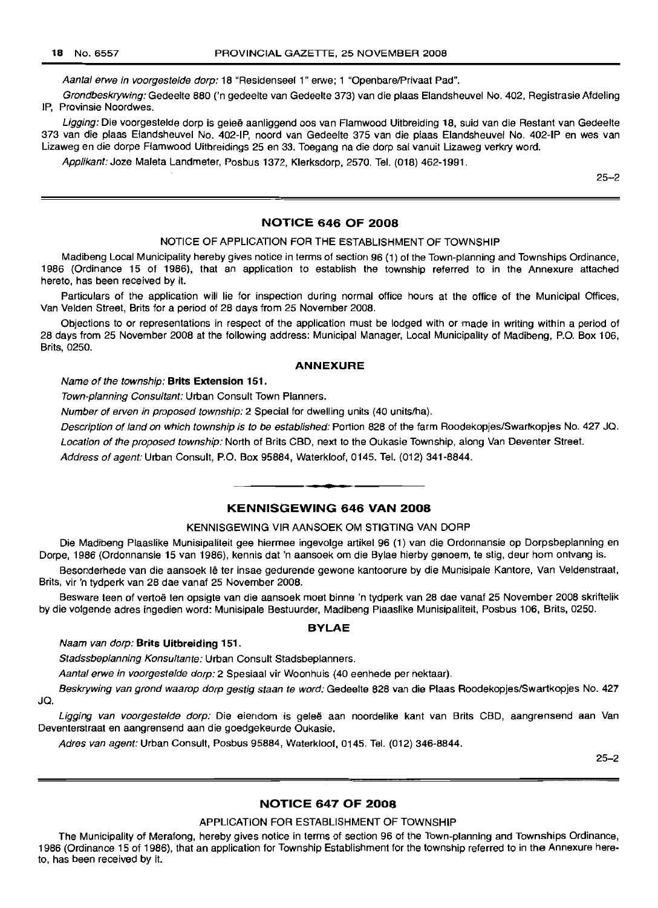*Aantal erwe in voorgestelde dorp:* 18 "Residenseel 1" erwe; 1 "Openbare/Privaat Pad".

*Grondbeskrywing:* Gedeelte 880 ('n gedeelte van Gedeelte 373) van die plaas Elandsheuvel No. 402, Registrasie Afdeling IP, Provinsie Noordwes.

*Ligging:* Die voorgestelde dorp is geleë aanliggend oos van Flamwood Uitbreiding 18, suid van die Restant van Gedeelte 373 van die plaas Elandsheuvel No. 402-IP, noord van Gedeelte 375 van die plaas Elandsheuvel No. 402-IP en wes van Lizaweg en die dorpe Flamwood Uitbreidings 25 en 33. Toegang na die dorp sal vanuit Lizaweg verkry word.

*Applikant:* Joze Maleta Landmeter, Posbus 1372, Klerksdorp, 2570. Tel. (018) 462-1991.

25–2

## NOTICE 646 OF 2008

NOTICE OF APPLICATION FOR THE ESTABLISHMENT OF TOWNSHIP

Madibeng Local Municipality hereby gives notice in terms of section 96 (1) of the Town-planning and Townships Ordinance, 1986 (Ordinance 15 of 1986), that an application to establish the township referred to in the Annexure attached hereto, has been received by it.

Particulars of the application will lie for inspection during normal office hours at the office of the Municipal Offices, Van Velden Street, Brits for a period of 28 days from 25 November 2008.

Objections to or representations in respect of the application must be lodged with or made in writing within a period of 28 days from 25 November 2008 at the following address: Municipal Manager, Local Municipality of Madibeng, P.O. Box 106, Brits, 0250.

### ANNEXURE

*Name of the township:* **Brits Extension 151.**

*Town-planning Consultant:* Urban Consult Town Planners.

*Number of erven in proposed township:* 2 Special for dwelling units (40 units/ha).

*Description of land on which township is to be established:* Portion 828 of the farm Roodekopjes/Swartkopjes No. 427 JQ.

*Location of the proposed township:* North of Brits CBD, next to the Oukasie Township, along Van Deventer Street.

*Address of agent:* Urban Consult, P.O. Box 95884, Waterkloof, 0145. Tel. (012) 341-8844.

## KENNISGEWING 646 VAN 2008

KENNISGEWING VIR AANSOEK OM STIGTING VAN DORP

Die Madibeng Plaaslike Munisipaliteit gee hiermee ingevolge artikel 96 (1) van die Ordonnansie op Dorpsbeplanning en Dorpe, 1986 (Ordonnansie 15 van 1986), kennis dat 'n aansoek om die Bylae hierby genoem, te stig, deur hom ontvang is.

Besonderhede van die aansoek lê ter insae gedurende gewone kantoorure by die Munisipale Kantore, Van Veldenstraat, Brits, vir 'n tydperk van 28 dae vanaf 25 November 2008.

Besware teen of vertoë ten opsigte van die aansoek moet binne 'n tydperk van 28 dae vanaf 25 November 2008 skriftelik by die volgende adres ingedien word: Munisipale Bestuurder, Madibeng Plaaslike Munisipaliteit, Posbus 106, Brits, 0250.

### BYLAE

*Naam van dorp:* **Brits Uitbreiding 151.**

*Stadssbeplanning Konsultante:* Urban Consult Stadsbeplanners.

*Aantal erwe in voorgestelde dorp:* 2 Spesiaal vir Woonhuis (40 eenhede per hektaar).

*Beskrywing van grond waarop dorp gestig staan te word:* Gedeelte 828 van die Plaas Roodekopjes/Swartkopjes No. 427 JQ.

*Ligging van voorgestelde dorp:* Die eiendom is geleë aan noordelike kant van Brits CBD, aangrensend aan Van Deventerstraat en aangrensend aan die goedgekeurde Oukasie.

*Adres van agent:* Urban Consult, Posbus 95884, Waterkloof, 0145. Tel. (012) 346-8844.

25–2

## NOTICE 647 OF 2008

APPLICATION FOR ESTABLISHMENT OF TOWNSHIP

The Municipality of Merafong, hereby gives notice in terms of section 96 of the Town-planning and Townships Ordinance, 1986 (Ordinance 15 of 1986), that an application for Township Establishment for the township referred to in the Annexure hereto, has been received by it.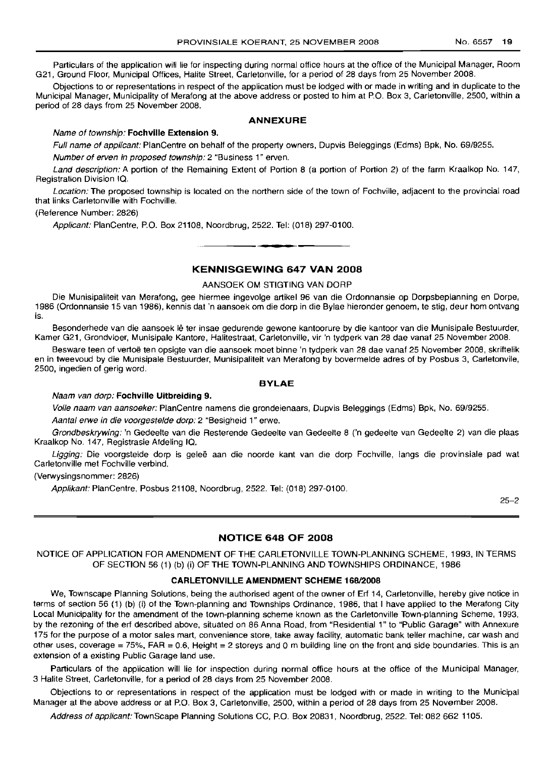Particulars of the application will lie for inspecting during normal office hours at the office of the Municipal Manager, Room G21, Ground Floor, Municipal Offices, Halite Street, Carletonville, for a period of 28 days from 25 November 2008.

Objections to or representations in respect of the application must be lodged with or made in writing and in duplicate to the Municipal Manager, Municipality of Merafong at the above address or posted to him at P.O. Box 3, Carletonville, 2500, within a period of 28 days from 25 November 2008.

### ANNEXURE

*Name of township:* **Fochville Extension 9.**

*Full name of applicant:* PlanCentre on behalf of the property owners, Dupvis Beleggings (Edms) Bpk, No. 69/9255.

*Number of erven in proposed township:* 2 "Business 1" erven.

*Land description:* A portion of the Remaining Extent of Portion 8 (a portion of Portion 2) of the farm Kraalkop No. 147, Registration Division IQ.

*Location:* The proposed township is located on the northern side of the town of Fochville, adjacent to the provincial road that links Carletonville with Fochville.

(Reference Number: 2826)

*Applicant:* PlanCentre, P.O. Box 21108, Noordbrug, 2522. Tel: (018) 297-0100.

---

## KENNISGEWING 647 VAN 2008

AANSOEK OM STIGTING VAN DORP

Die Munisipaliteit van Merafong, gee hiermee ingevolge artikel 96 van die Ordonnansie op Dorpsbeplanning en Dorpe, 1986 (Ordonnansie 15 van 1986), kennis dat 'n aansoek om die dorp in die Bylae hieronder genoem, te stig, deur hom ontvang is.

Besonderhede van die aansoek lê ter insae gedurende gewone kantoorure by die kantoor van die Munisipale Bestuurder, Kamer G21, Grondvloer, Munisipale Kantore, Halitestraat, Carletonville, vir 'n tydperk van 28 dae vanaf 25 November 2008.

Besware teen of vertoë ten opsigte van die aansoek moet binne 'n tydperk van 28 dae vanaf 25 November 2008, skriftelik en in tweevoud by die Munisipale Bestuurder, Munisipaliteit van Merafong by bovermelde adres of by Posbus 3, Carletonvile, 2500, ingedien of gerig word.

### BYLAE

*Naam van dorp:* **Fochville Uitbreiding 9.**

*Volle naam van aansoeker:* PlanCentre namens die grondeienaars, Dupvis Beleggings (Edms) Bpk, No. 69/9255.

*Aantal erwe in die voorgestelde dorp:* 2 "Besigheid 1" erwe.

*Grondbeskrywing:* 'n Gedeelte van die Resterende Gedeelte van Gedeelte 8 ('n gedeelte van Gedeelte 2) van die plaas Kraalkop No. 147, Registrasie Afdeling IQ.

*Ligging:* Die voorgstelde dorp is geleë aan die noorde kant van die dorp Fochville, langs die provinsiale pad wat Carletonville met Fochville verbind.

(Verwysingsnommer: 2826)

*Applikant:* PlanCentre, Posbus 21108, Noordbrug, 2522. Tel: (018) 297-0100.

25–2

---

## NOTICE 648 OF 2008

NOTICE OF APPLICATION FOR AMENDMENT OF THE CARLETONVILLE TOWN-PLANNING SCHEME, 1993, IN TERMS OF SECTION 56 (1) (b) (i) OF THE TOWN-PLANNING AND TOWNSHIPS ORDINANCE, 1986

### CARLETONVILLE AMENDMENT SCHEME 168/2008

We, Townscape Planning Solutions, being the authorised agent of the owner of Erf 14, Carletonville, hereby give notice in terms of section 56 (1) (b) (i) of the Town-planning and Townships Ordinance, 1986, that I have applied to the Merafong City Local Municipality for the amendment of the town-planning scheme known as the Carletonville Town-planning Scheme, 1993, by the rezoning of the erf described above, situated on 86 Anna Road, from "Residential 1" to "Public Garage" with Annexure 175 for the purpose of a motor sales mart, convenience store, take away facility, automatic bank teller machine, car wash and other uses, coverage = 75%, FAR = 0.6, Height = 2 storeys and 0 m building line on the front and side boundaries. This is an extension of a existing Public Garage land use.

Particulars of the application will lie for inspection during normal office hours at the office of the Municipal Manager, 3 Halite Street, Carletonville, for a period of 28 days from 25 November 2008.

Objections to or representations in respect of the application must be lodged with or made in writing to the Municipal Manager at the above address or at P.O. Box 3, Carletonville, 2500, within a period of 28 days from 25 November 2008.

*Address of applicant:* TownScape Planning Solutions CC, P.O. Box 20831, Noordbrug, 2522. Tel: 082 662 1105.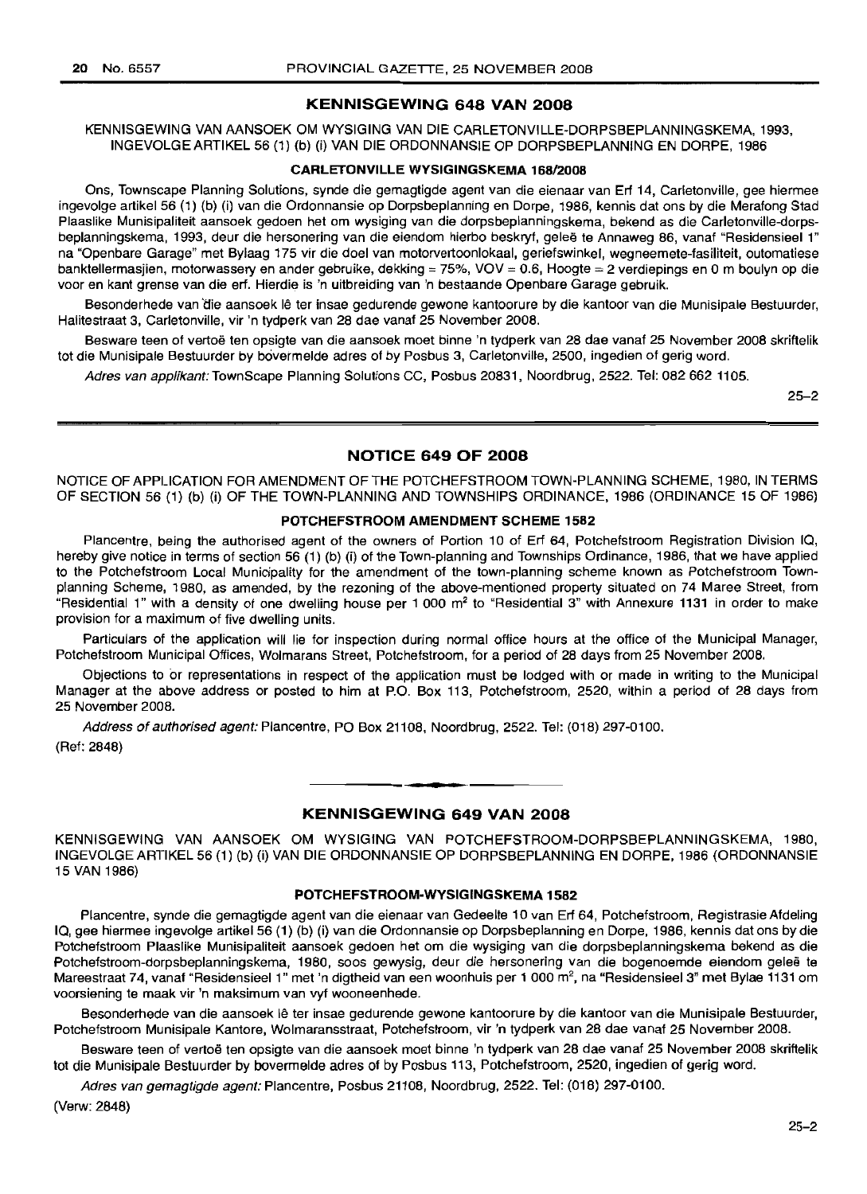## KENNISGEWING 648 VAN 2008

KENNISGEWING VAN AANSOEK OM WYSIGING VAN DIE CARLETONVILLE-DORPSBEPLANNINGSKEMA, 1993, INGEVOLGE ARTIKEL 56 (1) (b) (i) VAN DIE ORDONNANSIE OP DORPSBEPLANNING EN DORPE, 1986

### CARLETONVILLE WYSIGINGSKEMA 168/2008

Ons, Townscape Planning Solutions, synde die gemagtigde agent van die eienaar van Erf 14, Carletonville, gee hiermee ingevolge artikel 56 (1) (b) (i) van die Ordonnansie op Dorpsbeplanning en Dorpe, 1986, kennis dat ons by die Merafong Stad Plaaslike Munisipaliteit aansoek gedoen het om wysiging van die dorpsbeplanningskema, bekend as die Carletonville-dorpsbeplanningskema, 1993, deur die hersonering van die eiendom hierbo beskryf, geleë te Annaweg 86, vanaf "Residensieel 1" na "Openbare Garage" met Bylaag 175 vir die doel van motorvertoonlokaal, geriefswinkel, wegneemete-fasiliteit, outomatiese banktellermasjien, motorwassery en ander gebruike, dekking = 75%, VOV = 0.6, Hoogte = 2 verdiepings en 0 m boulyn op die voor en kant grense van die erf. Hierdie is 'n uitbreiding van 'n bestaande Openbare Garage gebruik.

Besonderhede van die aansoek lê ter insae gedurende gewone kantoorure by die kantoor van die Munisipale Bestuurder, Halitestraat 3, Carletonville, vir 'n tydperk van 28 dae vanaf 25 November 2008.

Besware teen of vertoë ten opsigte van die aansoek moet binne 'n tydperk van 28 dae vanaf 25 November 2008 skriftelik tot die Munisipale Bestuurder by bovermelde adres of by Posbus 3, Carletonville, 2500, ingedien of gerig word.

*Adres van applikant:* TownScape Planning Solutions CC, Posbus 20831, Noordbrug, 2522. Tel: 082 662 1105.

25–2

---

## NOTICE 649 OF 2008

NOTICE OF APPLICATION FOR AMENDMENT OF THE POTCHEFSTROOM TOWN-PLANNING SCHEME, 1980, IN TERMS OF SECTION 56 (1) (b) (i) OF THE TOWN-PLANNING AND TOWNSHIPS ORDINANCE, 1986 (ORDINANCE 15 OF 1986)

### POTCHEFSTROOM AMENDMENT SCHEME 1582

Plancentre, being the authorised agent of the owners of Portion 10 of Erf 64, Potchefstroom Registration Division IQ, hereby give notice in terms of section 56 (1) (b) (i) of the Town-planning and Townships Ordinance, 1986, that we have applied to the Potchefstroom Local Municipality for the amendment of the town-planning scheme known as Potchefstroom Town-planning Scheme, 1980, as amended, by the rezoning of the above-mentioned property situated on 74 Maree Street, from "Residential 1" with a density of one dwelling house per 1 000 m$^2$ to "Residential 3" with Annexure 1131 in order to make provision for a maximum of five dwelling units.

Particulars of the application will lie for inspection during normal office hours at the office of the Municipal Manager, Potchefstroom Municipal Offices, Wolmarans Street, Potchefstroom, for a period of 28 days from 25 November 2008.

Objections to or representations in respect of the application must be lodged with or made in writing to the Municipal Manager at the above address or posted to him at P.O. Box 113, Potchefstroom, 2520, within a period of 28 days from 25 November 2008.

*Address of authorised agent:* Plancentre, PO Box 21108, Noordbrug, 2522. Tel: (018) 297-0100.

(Ref: 2848)

---

## KENNISGEWING 649 VAN 2008

KENNISGEWING VAN AANSOEK OM WYSIGING VAN POTCHEFSTROOM-DORPSBEPLANNINGSKEMA, 1980, INGEVOLGE ARTIKEL 56 (1) (b) (i) VAN DIE ORDONNANSIE OP DORPSBEPLANNING EN DORPE, 1986 (ORDONNANSIE 15 VAN 1986)

### POTCHEFSTROOM-WYSIGINGSKEMA 1582

Plancentre, synde die gemagtigde agent van die eienaar van Gedeelte 10 van Erf 64, Potchefstroom, Registrasie Afdeling IQ, gee hiermee ingevolge artikel 56 (1) (b) (i) van die Ordonnansie op Dorpsbeplanning en Dorpe, 1986, kennis dat ons by die Potchefstroom Plaaslike Munisipaliteit aansoek gedoen het om die wysiging van die dorpsbeplanningskema bekend as die Potchefstroom-dorpsbeplanningskema, 1980, soos gewysig, deur die hersonering van die bogenoemde eiendom geleë te Mareestraat 74, vanaf "Residensieel 1" met 'n digtheid van een woonhuis per 1 000 m$^2$, na "Residensieel 3" met Bylae 1131 om voorsiening te maak vir 'n maksimum van vyf wooneenhede.

Besonderhede van die aansoek lê ter insae gedurende gewone kantoorure by die kantoor van die Munisipale Bestuurder, Potchefstroom Munisipale Kantore, Wolmaransstraat, Potchefstroom, vir 'n tydperk van 28 dae vanaf 25 November 2008.

Besware teen of vertoë ten opsigte van die aansoek moet binne 'n tydperk van 28 dae vanaf 25 November 2008 skriftelik tot die Munisipale Bestuurder by bovermelde adres of by Posbus 113, Potchefstroom, 2520, ingedien of gerig word.

*Adres van gemagtigde agent:* Plancentre, Posbus 21108, Noordbrug, 2522. Tel: (018) 297-0100.

(Verw: 2848)

25–2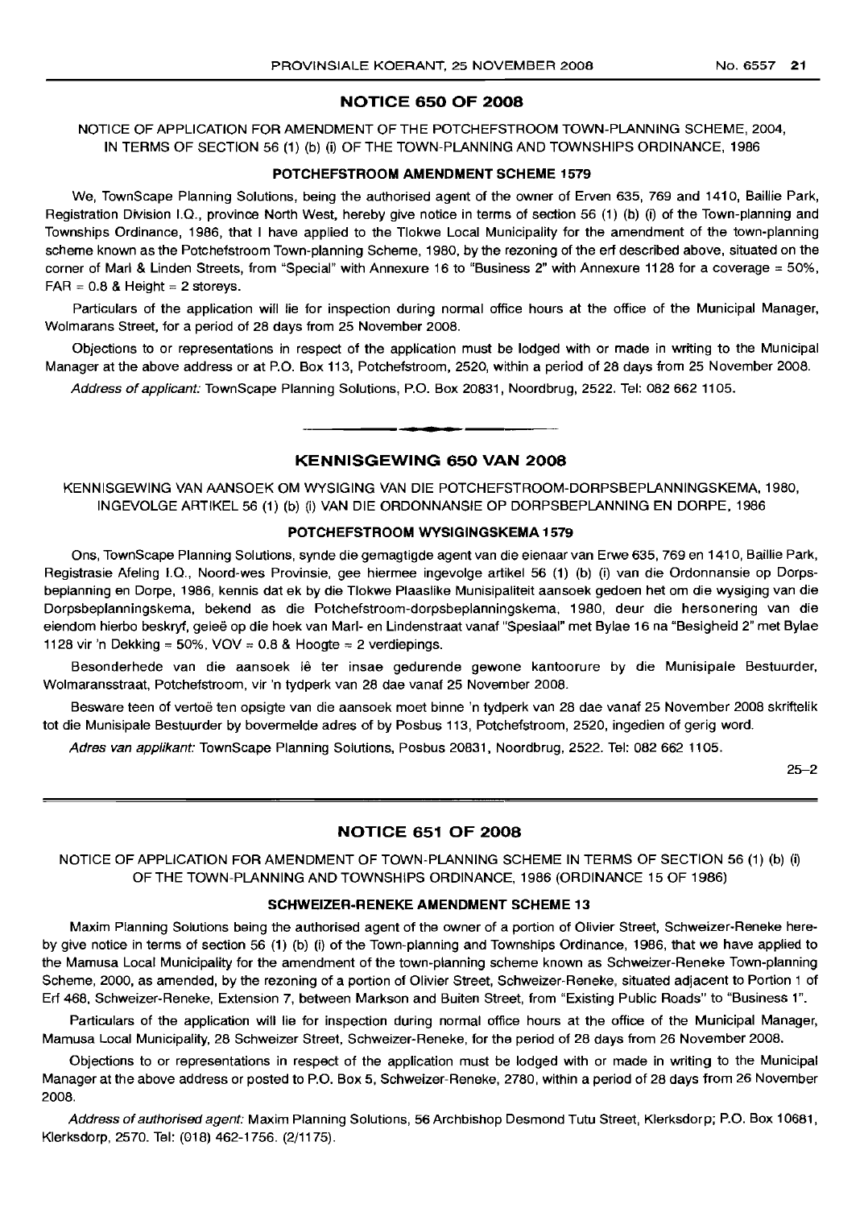## NOTICE 650 OF 2008

NOTICE OF APPLICATION FOR AMENDMENT OF THE POTCHEFSTROOM TOWN-PLANNING SCHEME, 2004, IN TERMS OF SECTION 56 (1) (b) (i) OF THE TOWN-PLANNING AND TOWNSHIPS ORDINANCE, 1986

### POTCHEFSTROOM AMENDMENT SCHEME 1579

We, TownScape Planning Solutions, being the authorised agent of the owner of Erven 635, 769 and 1410, Baillie Park, Registration Division I.Q., province North West, hereby give notice in terms of section 56 (1) (b) (i) of the Town-planning and Townships Ordinance, 1986, that I have applied to the Tlokwe Local Municipality for the amendment of the town-planning scheme known as the Potchefstroom Town-planning Scheme, 1980, by the rezoning of the erf described above, situated on the corner of Marl & Linden Streets, from "Special" with Annexure 16 to "Business 2" with Annexure 1128 for a coverage = 50%, FAR = 0.8 & Height = 2 storeys.

Particulars of the application will lie for inspection during normal office hours at the office of the Municipal Manager, Wolmarans Street, for a period of 28 days from 25 November 2008.

Objections to or representations in respect of the application must be lodged with or made in writing to the Municipal Manager at the above address or at P.O. Box 113, Potchefstroom, 2520, within a period of 28 days from 25 November 2008.

*Address of applicant:* TownScape Planning Solutions, P.O. Box 20831, Noordbrug, 2522. Tel: 082 662 1105.

## KENNISGEWING 650 VAN 2008

KENNISGEWING VAN AANSOEK OM WYSIGING VAN DIE POTCHEFSTROOM-DORPSBEPLANNINGSKEMA, 1980, INGEVOLGE ARTIKEL 56 (1) (b) (i) VAN DIE ORDONNANSIE OP DORPSBEPLANNING EN DORPE, 1986

### POTCHEFSTROOM WYSIGINGSKEMA 1579

Ons, TownScape Planning Solutions, synde die gemagtigde agent van die eienaar van Erwe 635, 769 en 1410, Baillie Park, Registrasie Afeling I.Q., Noord-wes Provinsie, gee hiermee ingevolge artikel 56 (1) (b) (i) van die Ordonnansie op Dorpsbeplanning en Dorpe, 1986, kennis dat ek by die Tlokwe Plaaslike Munisipaliteit aansoek gedoen het om die wysiging van die Dorpsbeplanningskema, bekend as die Potchefstroom-dorpsbeplanningskema, 1980, deur die hersonering van die eiendom hierbo beskryf, geleë op die hoek van Marl- en Lindenstraat vanaf "Spesiaal" met Bylae 16 na "Besigheid 2" met Bylae 1128 vir 'n Dekking = 50%, VOV = 0.8 & Hoogte = 2 verdiepings.

Besonderhede van die aansoek lê ter insae gedurende gewone kantoorure by die Munisipale Bestuurder, Wolmaransstraat, Potchefstroom, vir 'n tydperk van 28 dae vanaf 25 November 2008.

Besware teen of vertoë ten opsigte van die aansoek moet binne 'n tydperk van 28 dae vanaf 25 November 2008 skriftelik tot die Munisipale Bestuurder by bovermelde adres of by Posbus 113, Potchefstroom, 2520, ingedien of gerig word.

*Adres van applikant:* TownScape Planning Solutions, Posbus 20831, Noordbrug, 2522. Tel: 082 662 1105.

25–2

## NOTICE 651 OF 2008

NOTICE OF APPLICATION FOR AMENDMENT OF TOWN-PLANNING SCHEME IN TERMS OF SECTION 56 (1) (b) (i) OF THE TOWN-PLANNING AND TOWNSHIPS ORDINANCE, 1986 (ORDINANCE 15 OF 1986)

### SCHWEIZER-RENEKE AMENDMENT SCHEME 13

Maxim Planning Solutions being the authorised agent of the owner of a portion of Olivier Street, Schweizer-Reneke hereby give notice in terms of section 56 (1) (b) (i) of the Town-planning and Townships Ordinance, 1986, that we have applied to the Mamusa Local Municipality for the amendment of the town-planning scheme known as Schweizer-Reneke Town-planning Scheme, 2000, as amended, by the rezoning of a portion of Olivier Street, Schweizer-Reneke, situated adjacent to Portion 1 of Erf 468, Schweizer-Reneke, Extension 7, between Markson and Buiten Street, from "Existing Public Roads" to "Business 1".

Particulars of the application will lie for inspection during normal office hours at the office of the Municipal Manager, Mamusa Local Municipality, 28 Schweizer Street, Schweizer-Reneke, for the period of 28 days from 26 November 2008.

Objections to or representations in respect of the application must be lodged with or made in writing to the Municipal Manager at the above address or posted to P.O. Box 5, Schweizer-Reneke, 2780, within a period of 28 days from 26 November 2008.

*Address of authorised agent:* Maxim Planning Solutions, 56 Archbishop Desmond Tutu Street, Klerksdorp; P.O. Box 10681, Klerksdorp, 2570. Tel: (018) 462-1756. (2/1175).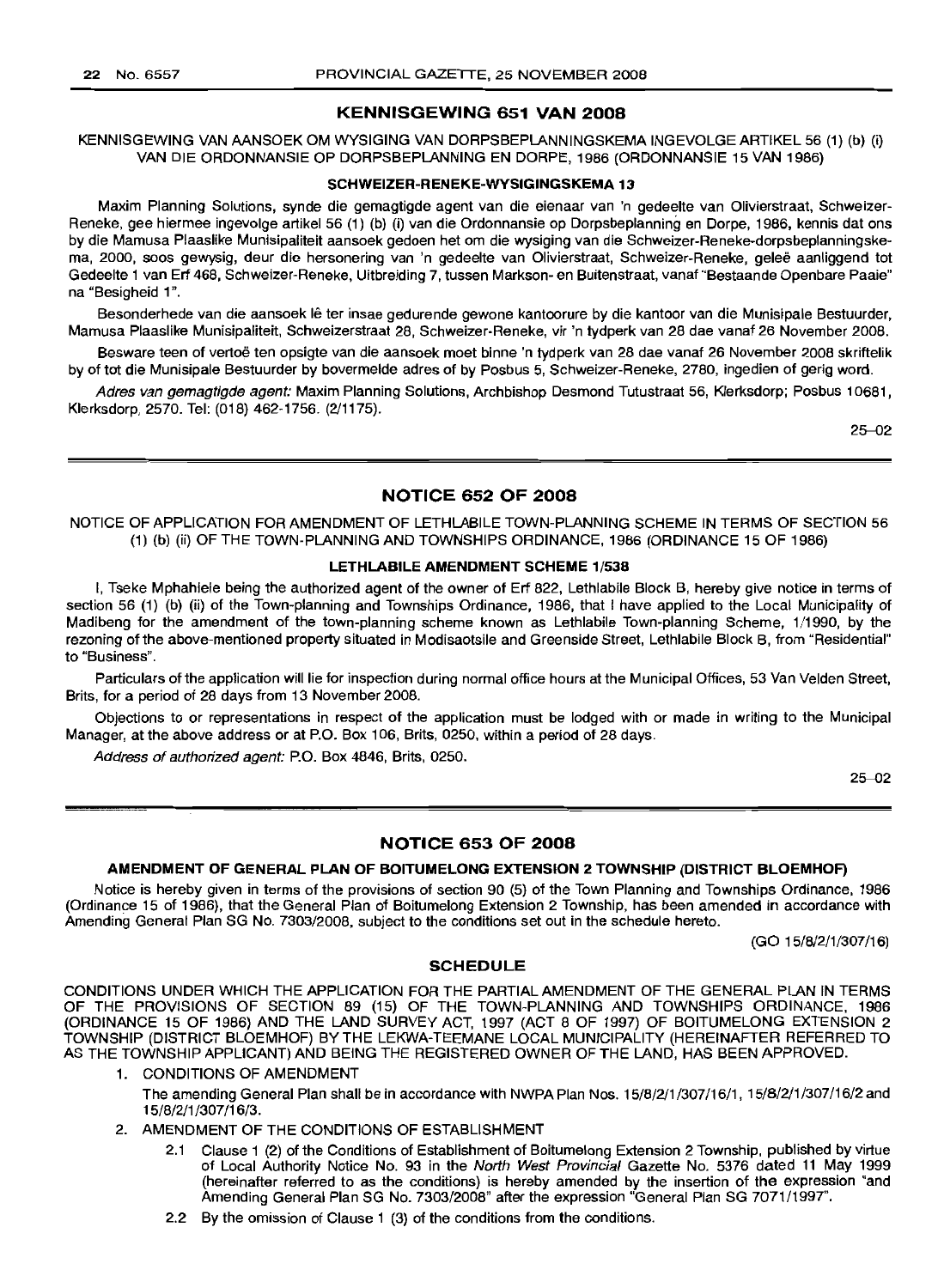## KENNISGEWING 651 VAN 2008

KENNISGEWING VAN AANSOEK OM WYSIGING VAN DORPSBEPLANNINGSKEMA INGEVOLGE ARTIKEL 56 (1) (b) (i) VAN DIE ORDONNANSIE OP DORPSBEPLANNING EN DORPE, 1986 (ORDONNANSIE 15 VAN 1986)

### SCHWEIZER-RENEKE-WYSIGINGSKEMA 13

Maxim Planning Solutions, synde die gemagtigde agent van die eienaar van 'n gedeelte van Olivierstraat, Schweizer-Reneke, gee hiermee ingevolge artikel 56 (1) (b) (i) van die Ordonnansie op Dorpsbeplanning en Dorpe, 1986, kennis dat ons by die Mamusa Plaaslike Munisipaliteit aansoek gedoen het om die wysiging van die Schweizer-Reneke-dorpsbeplanningskema, 2000, soos gewysig, deur die hersonering van 'n gedeelte van Olivierstraat, Schweizer-Reneke, geleë aanliggend tot Gedeelte 1 van Erf 468, Schweizer-Reneke, Uitbreiding 7, tussen Markson- en Buitenstraat, vanaf "Bestaande Openbare Paaie" na "Besigheid 1".

Besonderhede van die aansoek lê ter insae gedurende gewone kantoorure by die kantoor van die Munisipale Bestuurder, Mamusa Plaaslike Munisipaliteit, Schweizerstraat 28, Schweizer-Reneke, vir 'n tydperk van 28 dae vanaf 26 November 2008.

Besware teen of vertoë ten opsigte van die aansoek moet binne 'n tydperk van 28 dae vanaf 26 November 2008 skriftelik by of tot die Munisipale Bestuurder by bovermelde adres of by Posbus 5, Schweizer-Reneke, 2780, ingedien of gerig word.

*Adres van gemagtigde agent:* Maxim Planning Solutions, Archbishop Desmond Tutustraat 56, Klerksdorp; Posbus 10681, Klerksdorp, 2570. Tel: (018) 462-1756. (2/1175).

25–02

## NOTICE 652 OF 2008

NOTICE OF APPLICATION FOR AMENDMENT OF LETHLABILE TOWN-PLANNING SCHEME IN TERMS OF SECTION 56 (1) (b) (ii) OF THE TOWN-PLANNING AND TOWNSHIPS ORDINANCE, 1986 (ORDINANCE 15 OF 1986)

### LETHLABILE AMENDMENT SCHEME 1/538

I, Tseke Mphahlele being the authorized agent of the owner of Erf 822, Lethlabile Block B, hereby give notice in terms of section 56 (1) (b) (ii) of the Town-planning and Townships Ordinance, 1986, that I have applied to the Local Municipality of Madibeng for the amendment of the town-planning scheme known as Lethlabile Town-planning Scheme, 1/1990, by the rezoning of the above-mentioned property situated in Modisaotsile and Greenside Street, Lethlabile Block B, from "Residential" to "Business".

Particulars of the application will lie for inspection during normal office hours at the Municipal Offices, 53 Van Velden Street, Brits, for a period of 28 days from 13 November 2008.

Objections to or representations in respect of the application must be lodged with or made in writing to the Municipal Manager, at the above address or at P.O. Box 106, Brits, 0250, within a period of 28 days.

*Address of authorized agent:* P.O. Box 4846, Brits, 0250.

25–02

## NOTICE 653 OF 2008

### AMENDMENT OF GENERAL PLAN OF BOITUMELONG EXTENSION 2 TOWNSHIP (DISTRICT BLOEMHOF)

Notice is hereby given in terms of the provisions of section 90 (5) of the Town Planning and Townships Ordinance, 1986 (Ordinance 15 of 1986), that the General Plan of Boitumelong Extension 2 Township, has been amended in accordance with Amending General Plan SG No. 7303/2008, subject to the conditions set out in the schedule hereto.

(GO 15/8/2/1/307/16)

### SCHEDULE

CONDITIONS UNDER WHICH THE APPLICATION FOR THE PARTIAL AMENDMENT OF THE GENERAL PLAN IN TERMS OF THE PROVISIONS OF SECTION 89 (15) OF THE TOWN-PLANNING AND TOWNSHIPS ORDINANCE, 1986 (ORDINANCE 15 OF 1986) AND THE LAND SURVEY ACT, 1997 (ACT 8 OF 1997) OF BOITUMELONG EXTENSION 2 TOWNSHIP (DISTRICT BLOEMHOF) BY THE LEKWA-TEEMANE LOCAL MUNICIPALITY (HEREINAFTER REFERRED TO AS THE TOWNSHIP APPLICANT) AND BEING THE REGISTERED OWNER OF THE LAND, HAS BEEN APPROVED.

1. CONDITIONS OF AMENDMENT

   The amending General Plan shall be in accordance with NWPA Plan Nos. 15/8/2/1/307/16/1, 15/8/2/1/307/16/2 and 15/8/2/1/307/16/3.

2. AMENDMENT OF THE CONDITIONS OF ESTABLISHMENT

   2.1 Clause 1 (2) of the Conditions of Establishment of Boitumelong Extension 2 Township, published by virtue of Local Authority Notice No. 93 in the *North West Provincial* Gazette No. 5376 dated 11 May 1999 (hereinafter referred to as the conditions) is hereby amended by the insertion of the expression "and Amending General Plan SG No. 7303/2008" after the expression "General Plan SG 7071/1997".

   2.2 By the omission of Clause 1 (3) of the conditions from the conditions.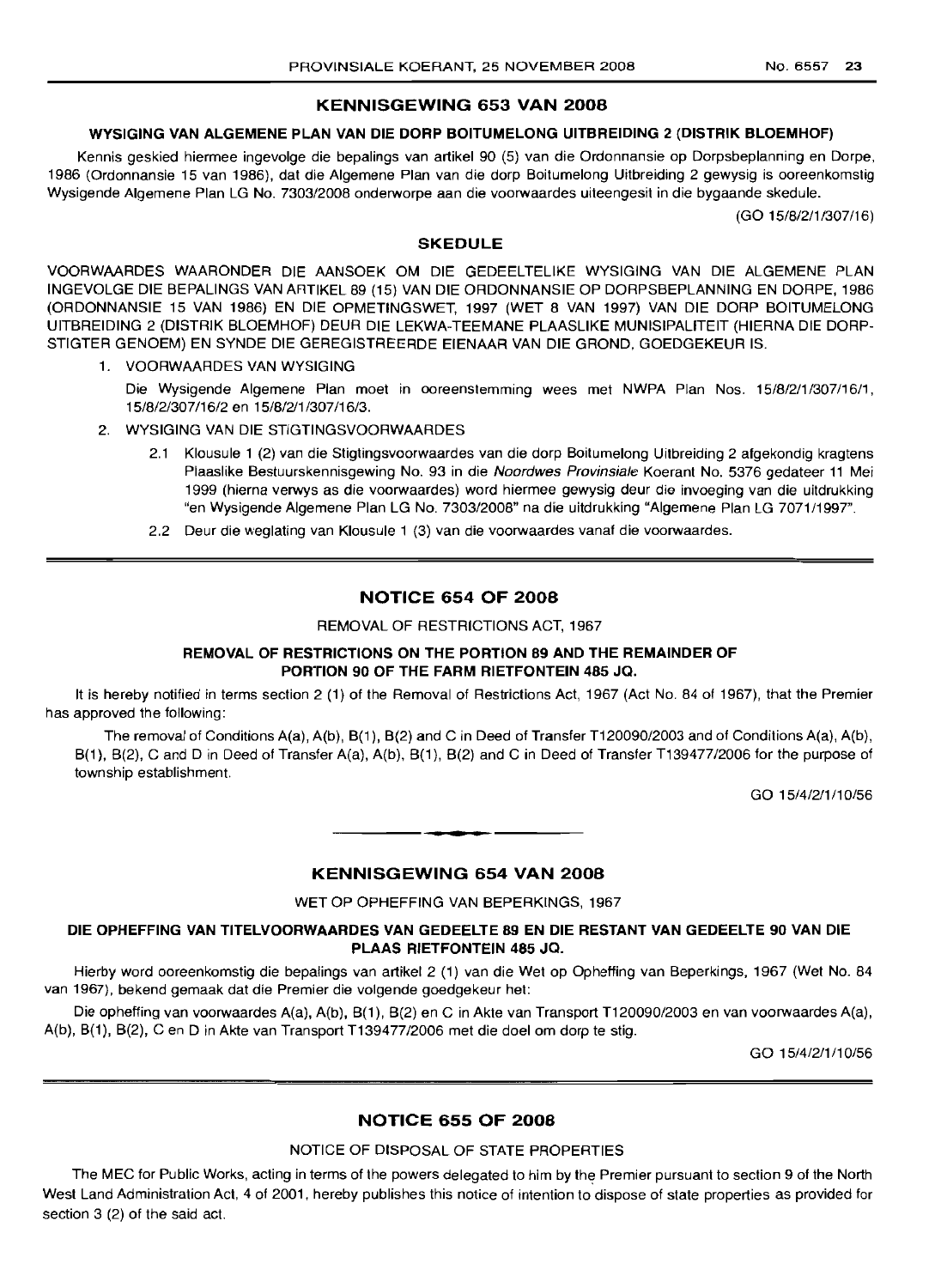## KENNISGEWING 653 VAN 2008

### WYSIGING VAN ALGEMENE PLAN VAN DIE DORP BOITUMELONG UITBREIDING 2 (DISTRIK BLOEMHOF)

Kennis geskied hiermee ingevolge die bepalings van artikel 90 (5) van die Ordonnansie op Dorpsbeplanning en Dorpe, 1986 (Ordonnansie 15 van 1986), dat die Algemene Plan van die dorp Boitumelong Uitbreiding 2 gewysig is ooreenkomstig Wysigende Algemene Plan LG No. 7303/2008 onderworpe aan die voorwaardes uiteengesit in die bygaande skedule.

(GO 15/8/2/1/307/16)

### SKEDULE

VOORWAARDES WAARONDER DIE AANSOEK OM DIE GEDEELTELIKE WYSIGING VAN DIE ALGEMENE PLAN INGEVOLGE DIE BEPALINGS VAN ARTIKEL 89 (15) VAN DIE ORDONNANSIE OP DORPSBEPLANNING EN DORPE, 1986 (ORDONNANSIE 15 VAN 1986) EN DIE OPMETINGSWET, 1997 (WET 8 VAN 1997) VAN DIE DORP BOITUMELONG UITBREIDING 2 (DISTRIK BLOEMHOF) DEUR DIE LEKWA-TEEMANE PLAASLIKE MUNISIPALITEIT (HIERNA DIE DORP-STIGTER GENOEM) EN SYNDE DIE GEREGISTREERDE EIENAAR VAN DIE GROND, GOEDGEKEUR IS.

1. VOORWAARDES VAN WYSIGING

   Die Wysigende Algemene Plan moet in ooreenstemming wees met NWPA Plan Nos. 15/8/2/1/307/16/1, 15/8/2/307/16/2 en 15/8/2/1/307/16/3.

2. WYSIGING VAN DIE STIGTINGSVOORWAARDES

   2.1 Klousule 1 (2) van die Stigtingsvoorwaardes van die dorp Boitumelong Uitbreiding 2 afgekondig kragtens Plaaslike Bestuurskennisgewing No. 93 in die *Noordwes Provinsiale* Koerant No. 5376 gedateer 11 Mei 1999 (hierna verwys as die voorwaardes) word hiermee gewysig deur die invoeging van die uitdrukking "en Wysigende Algemene Plan LG No. 7303/2008" na die uitdrukking "Algemene Plan LG 7071/1997".

   2.2 Deur die weglating van Klousule 1 (3) van die voorwaardes vanaf die voorwaardes.

---

## NOTICE 654 OF 2008

REMOVAL OF RESTRICTIONS ACT, 1967

### REMOVAL OF RESTRICTIONS ON THE PORTION 89 AND THE REMAINDER OF PORTION 90 OF THE FARM RIETFONTEIN 485 JQ.

It is hereby notified in terms section 2 (1) of the Removal of Restrictions Act, 1967 (Act No. 84 of 1967), that the Premier has approved the following:

The removal of Conditions A(a), A(b), B(1), B(2) and C in Deed of Transfer T120090/2003 and of Conditions A(a), A(b), B(1), B(2), C and D in Deed of Transfer A(a), A(b), B(1), B(2) and C in Deed of Transfer T139477/2006 for the purpose of township establishment.

GO 15/4/2/1/10/56

---

## KENNISGEWING 654 VAN 2008

WET OP OPHEFFING VAN BEPERKINGS, 1967

### DIE OPHEFFING VAN TITELVOORWAARDES VAN GEDEELTE 89 EN DIE RESTANT VAN GEDEELTE 90 VAN DIE PLAAS RIETFONTEIN 485 JQ.

Hierby word ooreenkomstig die bepalings van artikel 2 (1) van die Wet op Opheffing van Beperkings, 1967 (Wet No. 84 van 1967), bekend gemaak dat die Premier die volgende goedgekeur het:

Die opheffing van voorwaardes A(a), A(b), B(1), B(2) en C in Akte van Transport T120090/2003 en van voorwaardes A(a), A(b), B(1), B(2), C en D in Akte van Transport T139477/2006 met die doel om dorp te stig.

GO 15/4/2/1/10/56

---

## NOTICE 655 OF 2008

NOTICE OF DISPOSAL OF STATE PROPERTIES

The MEC for Public Works, acting in terms of the powers delegated to him by the Premier pursuant to section 9 of the North West Land Administration Act, 4 of 2001, hereby publishes this notice of intention to dispose of state properties as provided for section 3 (2) of the said act.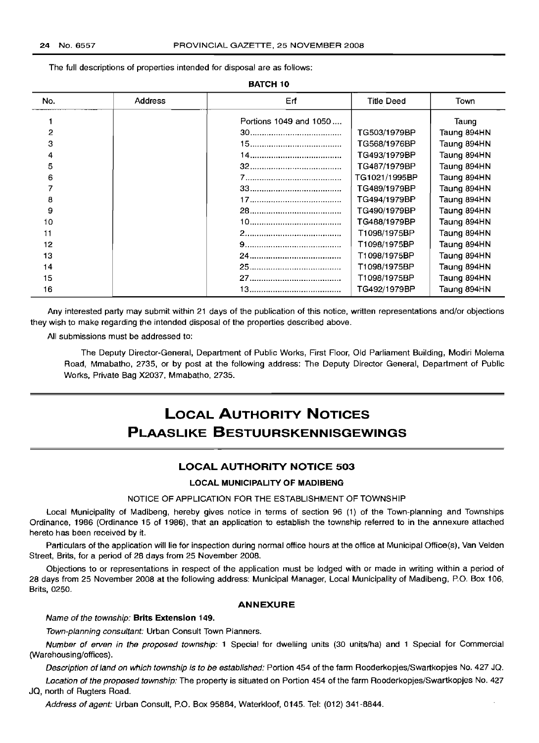The full descriptions of properties intended for disposal are as follows:

**BATCH 10**

| No. | Address | Erf | Title Deed | Town |
|---|---|---|---|---|
| 1 | | Portions 1049 and 1050.... | | Taung |
| 2 | | 30....................................... | TG503/1979BP | Taung 894HN |
| 3 | | 15....................................... | TG568/1976BP | Taung 894HN |
| 4 | | 14....................................... | TG493/1979BP | Taung 894HN |
| 5 | | 32....................................... | TG487/1979BP | Taung 894HN |
| 6 | | 7......................................... | TG1021/1995BP | Taung 894HN |
| 7 | | 33....................................... | TG489/1979BP | Taung 894HN |
| 8 | | 17....................................... | TG494/1979BP | Taung 894HN |
| 9 | | 28....................................... | TG490/1979BP | Taung 894HN |
| 10 | | 10....................................... | TG488/1979BP | Taung 894HN |
| 11 | | 2......................................... | T1098/1975BP | Taung 894HN |
| 12 | | 9......................................... | T1098/1975BP | Taung 894HN |
| 13 | | 24....................................... | T1098/1975BP | Taung 894HN |
| 14 | | 25....................................... | T1098/1975BP | Taung 894HN |
| 15 | | 27....................................... | T1098/1975BP | Taung 894HN |
| 16 | | 13....................................... | TG492/1979BP | Taung 894HN |

Any interested party may submit within 21 days of the publication of this notice, written representations and/or objections they wish to make regarding the intended disposal of the properties described above.

All submissions must be addressed to:

The Deputy Director-General, Department of Public Works, First Floor, Old Parliament Building, Modiri Molema Road, Mmabatho, 2735, or by post at the following address: The Deputy Director General, Department of Public Works, Private Bag X2037, Mmabatho, 2735.

# LOCAL AUTHORITY NOTICES
# PLAASLIKE BESTUURSKENNISGEWINGS

## LOCAL AUTHORITY NOTICE 503

### LOCAL MUNICIPALITY OF MADIBENG

NOTICE OF APPLICATION FOR THE ESTABLISHMENT OF TOWNSHIP

Local Municipality of Madibeng, hereby gives notice in terms of section 96 (1) of the Town-planning and Townships Ordinance, 1986 (Ordinance 15 of 1986), that an application to establish the township referred to in the annexure attached hereto has been received by it.

Particulars of the application will lie for inspection during normal office hours at the office at Municipal Office(s), Van Velden Street, Brits, for a period of 28 days from 25 November 2008.

Objections to or representations in respect of the application must be lodged with or made in writing within a period of 28 days from 25 November 2008 at the following address: Municipal Manager, Local Municipality of Madibeng, P.O. Box 106, Brits, 0250.

### ANNEXURE

*Name of the township:* **Brits Extension 149.**

*Town-planning consultant:* Urban Consult Town Planners.

*Number of erven in the proposed township:* 1 Special for dwelling units (30 units/ha) and 1 Special for Commercial (Warehousing/offices).

*Description of land on which township is to be established:* Portion 454 of the farm Rooderkopjes/Swartkopjes No. 427 JQ.

*Location of the proposed township:* The property is situated on Portion 454 of the farm Rooderkopjes/Swartkopjes No. 427 JQ, north of Rugters Road.

*Address of agent:* Urban Consult, P.O. Box 95884, Waterkloof, 0145. Tel: (012) 341-8844.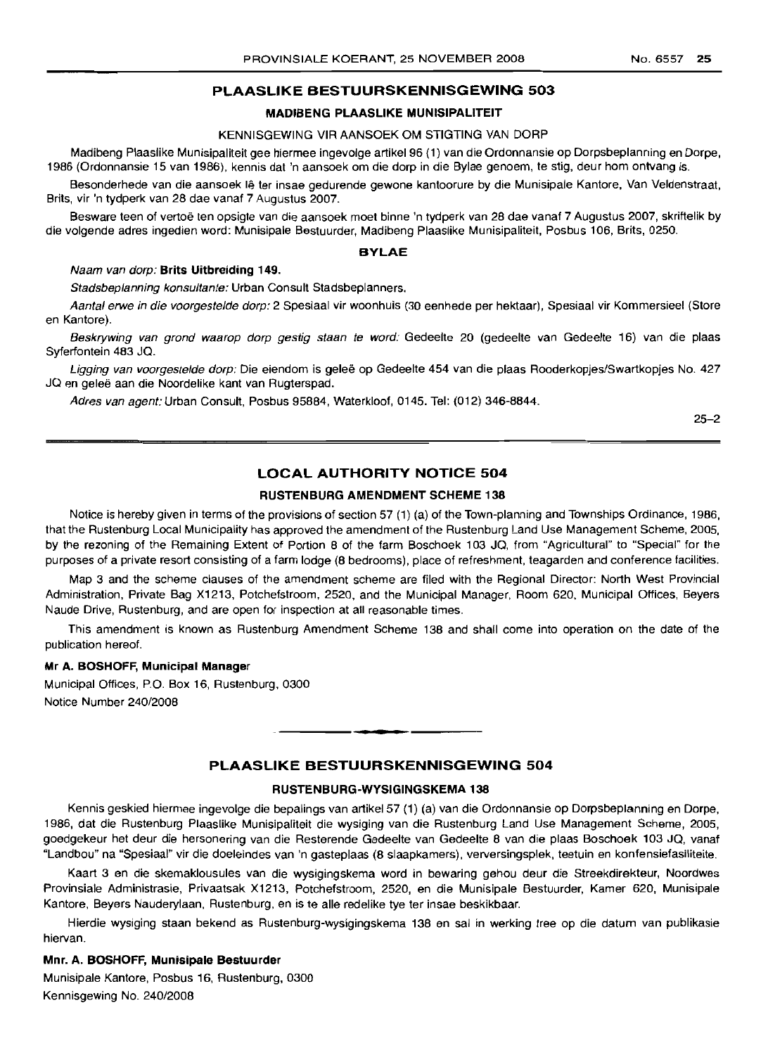## PLAASLIKE BESTUURSKENNISGEWING 503

### MADIBENG PLAASLIKE MUNISIPALITEIT

KENNISGEWING VIR AANSOEK OM STIGTING VAN DORP

Madibeng Plaaslike Munisipaliteit gee hiermee ingevolge artikel 96 (1) van die Ordonnansie op Dorpsbeplanning en Dorpe, 1986 (Ordonnansie 15 van 1986), kennis dat 'n aansoek om die dorp in die Bylae genoem, te stig, deur hom ontvang is.

Besonderhede van die aansoek lê ter insae gedurende gewone kantoorure by die Munisipale Kantore, Van Veldenstraat, Brits, vir 'n tydperk van 28 dae vanaf 7 Augustus 2007.

Besware teen of vertoë ten opsigte van die aansoek moet binne 'n tydperk van 28 dae vanaf 7 Augustus 2007, skriftelik by die volgende adres ingedien word: Munisipale Bestuurder, Madibeng Plaaslike Munisipaliteit, Posbus 106, Brits, 0250.

#### BYLAE

*Naam van dorp:* **Brits Uitbreiding 149.**

*Stadsbeplanning konsultante:* Urban Consult Stadsbeplanners.

*Aantal erwe in die voorgestelde dorp:* 2 Spesiaal vir woonhuis (30 eenhede per hektaar), Spesiaal vir Kommersieel (Store en Kantore).

*Beskrywing van grond waarop dorp gestig staan te word:* Gedeelte 20 (gedeelte van Gedeelte 16) van die plaas Syferfontein 483 JQ.

*Ligging van voorgestelde dorp:* Die eiendom is geleë op Gedeelte 454 van die plaas Rooderkopjes/Swartkopjes No. 427 JQ en geleë aan die Noordelike kant van Rugterspad.

*Adres van agent:* Urban Consult, Posbus 95884, Waterkloof, 0145. Tel: (012) 346-8844.

25–2

## LOCAL AUTHORITY NOTICE 504

### RUSTENBURG AMENDMENT SCHEME 138

Notice is hereby given in terms of the provisions of section 57 (1) (a) of the Town-planning and Townships Ordinance, 1986, that the Rustenburg Local Municipality has approved the amendment of the Rustenburg Land Use Management Scheme, 2005, by the rezoning of the Remaining Extent of Portion 8 of the farm Boschoek 103 JQ, from "Agricultural" to "Special" for the purposes of a private resort consisting of a farm lodge (8 bedrooms), place of refreshment, teagarden and conference facilities.

Map 3 and the scheme clauses of the amendment scheme are filed with the Regional Director: North West Provincial Administration, Private Bag X1213, Potchefstroom, 2520, and the Municipal Manager, Room 620, Municipal Offices, Beyers Naude Drive, Rustenburg, and are open for inspection at all reasonable times.

This amendment is known as Rustenburg Amendment Scheme 138 and shall come into operation on the date of the publication hereof.

**Mr A. BOSHOFF, Municipal Manager**

Municipal Offices, P.O. Box 16, Rustenburg, 0300

Notice Number 240/2008

## PLAASLIKE BESTUURSKENNISGEWING 504

### RUSTENBURG-WYSIGINGSKEMA 138

Kennis geskied hiermee ingevolge die bepalings van artikel 57 (1) (a) van die Ordonnansie op Dorpsbeplanning en Dorpe, 1986, dat die Rustenburg Plaaslike Munisipaliteit die wysiging van die Rustenburg Land Use Management Scheme, 2005, goedgekeur het deur die hersonering van die Resterende Gedeelte van Gedeelte 8 van die plaas Boschoek 103 JQ, vanaf "Landbou" na "Spesiaal" vir die doeleindes van 'n gasteplaas (8 slaapkamers), verversingsplek, teetuin en konfensiefasiliteite.

Kaart 3 en die skemaklousules van die wysigingskema word in bewaring gehou deur die Streekdirekteur, Noordwes Provinsiale Administrasie, Privaatsak X1213, Potchefstroom, 2520, en die Munisipale Bestuurder, Kamer 620, Munisipale Kantore, Beyers Nauderylaan, Rustenburg, en is te alle redelike tye ter insae beskikbaar.

Hierdie wysiging staan bekend as Rustenburg-wysigingskema 138 en sal in werking tree op die datum van publikasie hiervan.

**Mnr. A. BOSHOFF, Munisipale Bestuurder**

Munisipale Kantore, Posbus 16, Rustenburg, 0300

Kennisgewing No. 240/2008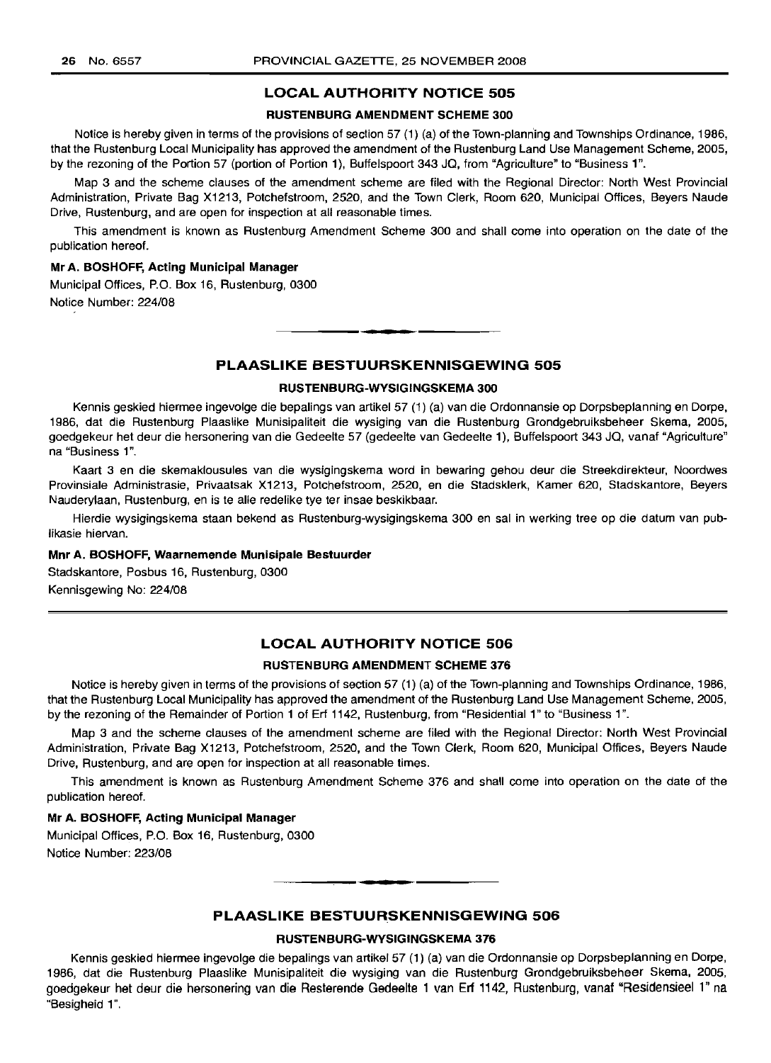## LOCAL AUTHORITY NOTICE 505

### RUSTENBURG AMENDMENT SCHEME 300

Notice is hereby given in terms of the provisions of section 57 (1) (a) of the Town-planning and Townships Ordinance, 1986, that the Rustenburg Local Municipality has approved the amendment of the Rustenburg Land Use Management Scheme, 2005, by the rezoning of the Portion 57 (portion of Portion 1), Buffelspoort 343 JQ, from "Agriculture" to "Business 1".

Map 3 and the scheme clauses of the amendment scheme are filed with the Regional Director: North West Provincial Administration, Private Bag X1213, Potchefstroom, 2520, and the Town Clerk, Room 620, Municipal Offices, Beyers Naude Drive, Rustenburg, and are open for inspection at all reasonable times.

This amendment is known as Rustenburg Amendment Scheme 300 and shall come into operation on the date of the publication hereof.

**Mr A. BOSHOFF, Acting Municipal Manager**

Municipal Offices, P.O. Box 16, Rustenburg, 0300

Notice Number: 224/08

---

## PLAASLIKE BESTUURSKENNISGEWING 505

### RUSTENBURG-WYSIGINGSKEMA 300

Kennis geskied hiermee ingevolge die bepalings van artikel 57 (1) (a) van die Ordonnansie op Dorpsbeplanning en Dorpe, 1986, dat die Rustenburg Plaaslike Munisipaliteit die wysiging van die Rustenburg Grondgebruiksbeheer Skema, 2005, goedgekeur het deur die hersonering van die Gedeelte 57 (gedeelte van Gedeelte 1), Buffelspoort 343 JQ, vanaf "Agriculture" na "Business 1".

Kaart 3 en die skemaklousules van die wysigingskema word in bewaring gehou deur die Streekdirekteur, Noordwes Provinsiale Administrasie, Privaatsak X1213, Potchefstroom, 2520, en die Stadsklerk, Kamer 620, Stadskantore, Beyers Nauderylaan, Rustenburg, en is te alle redelike tye ter insae beskikbaar.

Hierdie wysigingskema staan bekend as Rustenburg-wysigingskema 300 en sal in werking tree op die datum van publikasie hiervan.

**Mnr A. BOSHOFF, Waarnemende Munisipale Bestuurder**

Stadskantore, Posbus 16, Rustenburg, 0300

Kennisgewing No: 224/08

---

## LOCAL AUTHORITY NOTICE 506

### RUSTENBURG AMENDMENT SCHEME 376

Notice is hereby given in terms of the provisions of section 57 (1) (a) of the Town-planning and Townships Ordinance, 1986, that the Rustenburg Local Municipality has approved the amendment of the Rustenburg Land Use Management Scheme, 2005, by the rezoning of the Remainder of Portion 1 of Erf 1142, Rustenburg, from "Residential 1" to "Business 1".

Map 3 and the scheme clauses of the amendment scheme are filed with the Regional Director: North West Provincial Administration, Private Bag X1213, Potchefstroom, 2520, and the Town Clerk, Room 620, Municipal Offices, Beyers Naude Drive, Rustenburg, and are open for inspection at all reasonable times.

This amendment is known as Rustenburg Amendment Scheme 376 and shall come into operation on the date of the publication hereof.

**Mr A. BOSHOFF, Acting Municipal Manager**

Municipal Offices, P.O. Box 16, Rustenburg, 0300

Notice Number: 223/08

---

## PLAASLIKE BESTUURSKENNISGEWING 506

### RUSTENBURG-WYSIGINGSKEMA 376

Kennis geskied hiermee ingevolge die bepalings van artikel 57 (1) (a) van die Ordonnansie op Dorpsbeplanning en Dorpe, 1986, dat die Rustenburg Plaaslike Munisipaliteit die wysiging van die Rustenburg Grondgebruiksbeheer Skema, 2005, goedgekeur het deur die hersonering van die Resterende Gedeelte 1 van Erf 1142, Rustenburg, vanaf "Residensieel 1" na "Besigheid 1".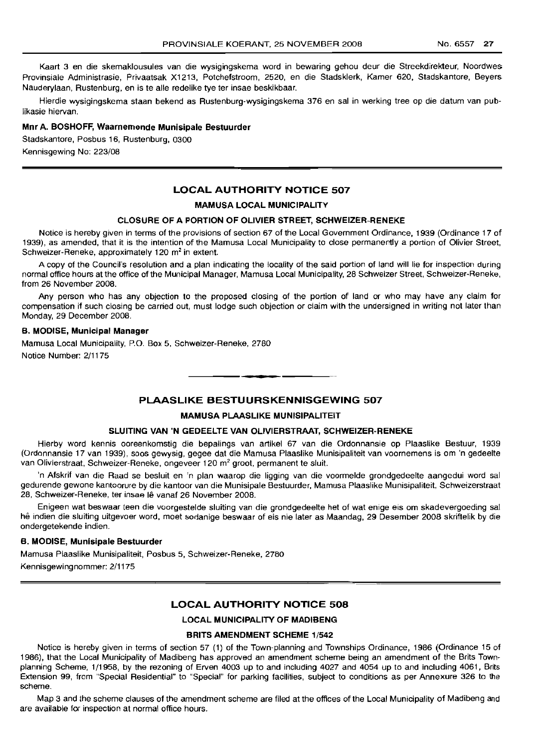Kaart 3 en die skemaklousules van die wysigingskema word in bewaring gehou deur die Streekdirekteur, Noordwes Provinsiale Administrasie, Privaatsak X1213, Potchefstroom, 2520, en die Stadsklerk, Kamer 620, Stadskantore, Beyers Nauderylaan, Rustenburg, en is te alle redelike tye ter insae beskikbaar.

Hierdie wysigingskema staan bekend as Rustenburg-wysigingskema 376 en sal in werking tree op die datum van publikasie hiervan.

**Mnr A. BOSHOFF, Waarnemende Munisipale Bestuurder**

Stadskantore, Posbus 16, Rustenburg, 0300

Kennisgewing No: 223/08

## LOCAL AUTHORITY NOTICE 507

### MAMUSA LOCAL MUNICIPALITY

### CLOSURE OF A PORTION OF OLIVIER STREET, SCHWEIZER-RENEKE

Notice is hereby given in terms of the provisions of section 67 of the Local Government Ordinance, 1939 (Ordinance 17 of 1939), as amended, that it is the intention of the Mamusa Local Municipality to close permanently a portion of Olivier Street, Schweizer-Reneke, approximately 120 $m^2$ in extent.

A copy of the Council's resolution and a plan indicating the locality of the said portion of land will lie for inspection during normal office hours at the office of the Municipal Manager, Mamusa Local Municipality, 28 Schweizer Street, Schweizer-Reneke, from 26 November 2008.

Any person who has any objection to the proposed closing of the portion of land or who may have any claim for compensation if such closing be carried out, must lodge such objection or claim with the undersigned in writing not later than Monday, 29 December 2008.

**B. MODISE, Municipal Manager**

Mamusa Local Municipality, P.O. Box 5, Schweizer-Reneke, 2780

Notice Number: 2/1175

## PLAASLIKE BESTUURSKENNISGEWING 507

### MAMUSA PLAASLIKE MUNISIPALITEIT

### SLUITING VAN 'N GEDEELTE VAN OLIVIERSTRAAT, SCHWEIZER-RENEKE

Hierby word kennis ooreenkomstig die bepalings van artikel 67 van die Ordonnansie op Plaaslike Bestuur, 1939 (Ordonnansie 17 van 1939), soos gewysig, gegee dat die Mamusa Plaaslike Munisipaliteit van voornemens is om 'n gedeelte van Olivierstraat, Schweizer-Reneke, ongeveer 120 $m^2$ groot, permanent te sluit.

'n Afskrif van die Raad se besluit en 'n plan waarop die ligging van die voormelde grondgedeelte aangedui word sal gedurende gewone kantoorure by die kantoor van die Munisipale Bestuurder, Mamusa Plaaslike Munisipaliteit, Schweizerstraat 28, Schweizer-Reneke, ter insae lê vanaf 26 November 2008.

Enigeen wat beswaar teen die voorgestelde sluiting van die grondgedeelte het of wat enige eis om skadevergoeding sal hê indien die sluiting uitgevoer word, moet sodanige beswaar of eis nie later as Maandag, 29 Desember 2008 skriftelik by die ondergetekende indien.

**B. MODISE, Munisipale Bestuurder**

Mamusa Plaaslike Munisipaliteit, Posbus 5, Schweizer-Reneke, 2780

Kennisgewingnommer: 2/1175

## LOCAL AUTHORITY NOTICE 508

### LOCAL MUNICIPALITY OF MADIBENG

### BRITS AMENDMENT SCHEME 1/542

Notice is hereby given in terms of section 57 (1) of the Town-planning and Townships Ordinance, 1986 (Ordinance 15 of 1986), that the Local Municipality of Madibeng has approved an amendment scheme being an amendment of the Brits Town-planning Scheme, 1/1958, by the rezoning of Erven 4003 up to and including 4027 and 4054 up to and including 4061, Brits Extension 99, from "Special Residential" to "Special" for parking facilities, subject to conditions as per Annexure 326 to the scheme.

Map 3 and the scheme clauses of the amendment scheme are filed at the offices of the Local Municipality of Madibeng and are available for inspection at normal office hours.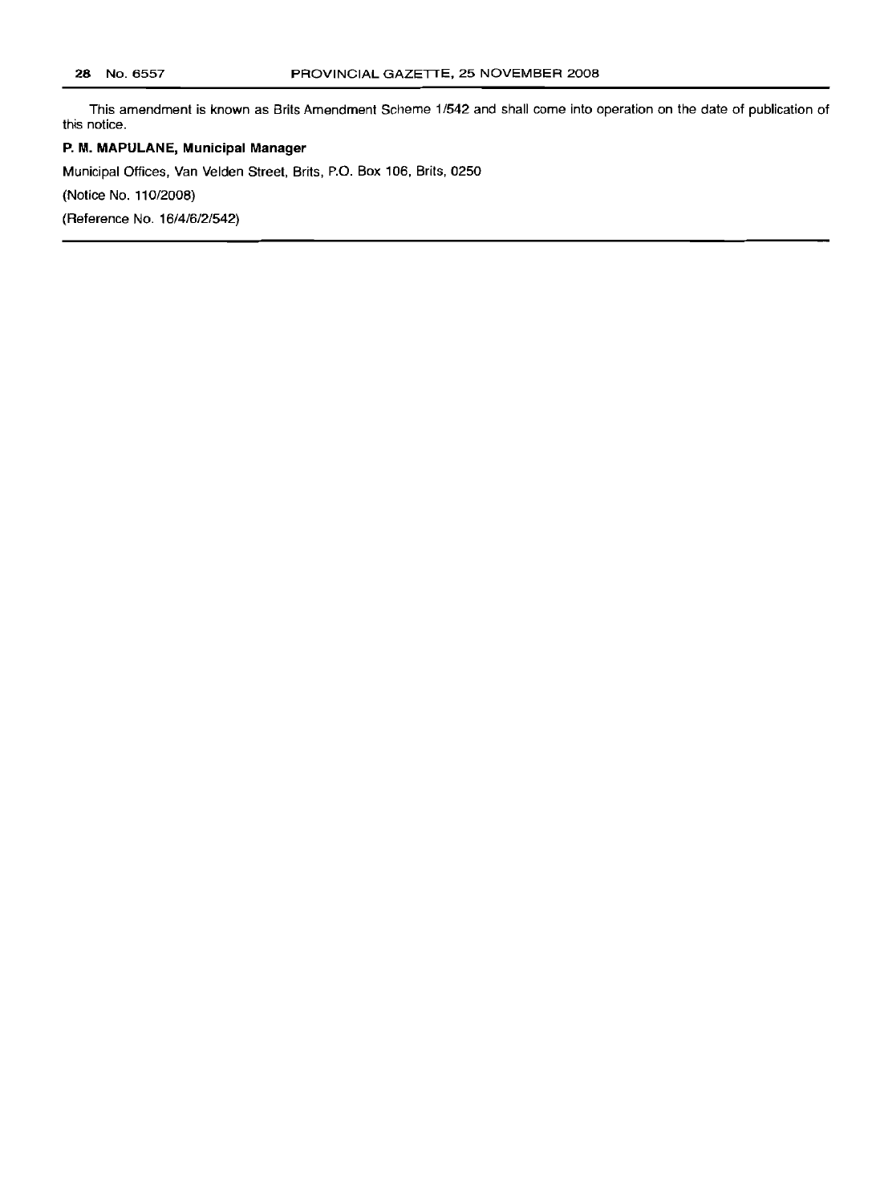This amendment is known as Brits Amendment Scheme 1/542 and shall come into operation on the date of publication of this notice.

**P. M. MAPULANE, Municipal Manager**

Municipal Offices, Van Velden Street, Brits, P.O. Box 106, Brits, 0250

(Notice No. 110/2008)

(Reference No. 16/4/6/2/542)